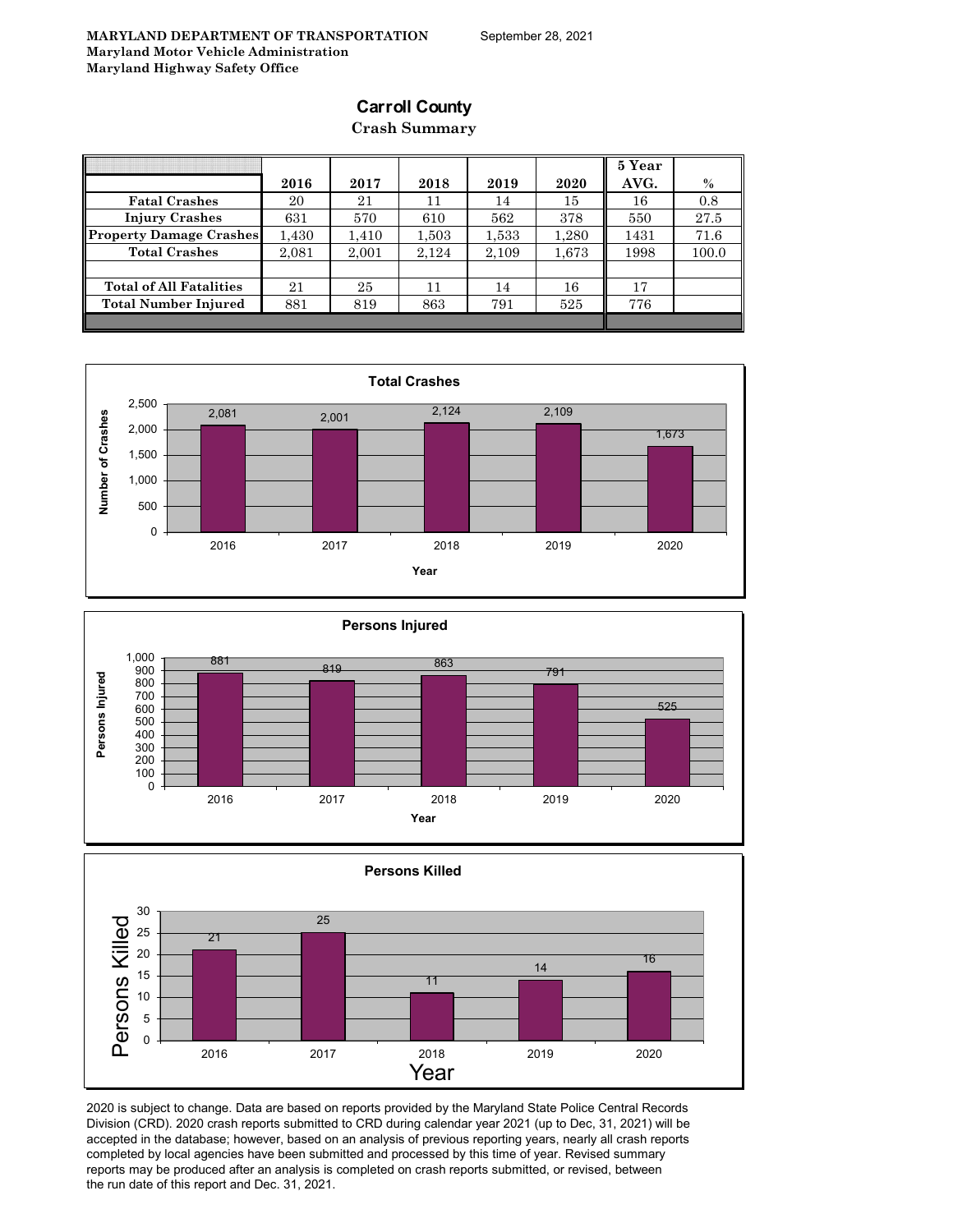**MARYLAND DEPARTMENT OF TRANSPORTATION**
**Maryland Motor Vehicle Administration**
**Maryland Highway Safety Office**

September 28, 2021

# Carroll County

## Crash Summary

| | 2016 | 2017 | 2018 | 2019 | 2020 | 5 Year AVG. | % |
|---|---|---|---|---|---|---|---|
| Fatal Crashes | 20 | 21 | 11 | 14 | 15 | 16 | 0.8 |
| Injury Crashes | 631 | 570 | 610 | 562 | 378 | 550 | 27.5 |
| Property Damage Crashes | 1,430 | 1,410 | 1,503 | 1,533 | 1,280 | 1431 | 71.6 |
| Total Crashes | 2,081 | 2,001 | 2,124 | 2,109 | 1,673 | 1998 | 100.0 |
| | | | | | | | |
| Total of All Fatalities | 21 | 25 | 11 | 14 | 16 | 17 | |
| Total Number Injured | 881 | 819 | 863 | 791 | 525 | 776 | |

**Total Crashes**

| Year | Number of Crashes |
|---|---|
| 2016 | 2,081 |
| 2017 | 2,001 |
| 2018 | 2,124 |
| 2019 | 2,109 |
| 2020 | 1,673 |

**Persons Injured**

| Year | Persons Injured |
|---|---|
| 2016 | 881 |
| 2017 | 819 |
| 2018 | 863 |
| 2019 | 791 |
| 2020 | 525 |

**Persons Killed**

| Year | Persons Killed |
|---|---|
| 2016 | 21 |
| 2017 | 25 |
| 2018 | 11 |
| 2019 | 14 |
| 2020 | 16 |

2020 is subject to change. Data are based on reports provided by the Maryland State Police Central Records Division (CRD). 2020 crash reports submitted to CRD during calendar year 2021 (up to Dec, 31, 2021) will be accepted in the database; however, based on an analysis of previous reporting years, nearly all crash reports completed by local agencies have been submitted and processed by this time of year. Revised summary reports may be produced after an analysis is completed on crash reports submitted, or revised, between the run date of this report and Dec. 31, 2021.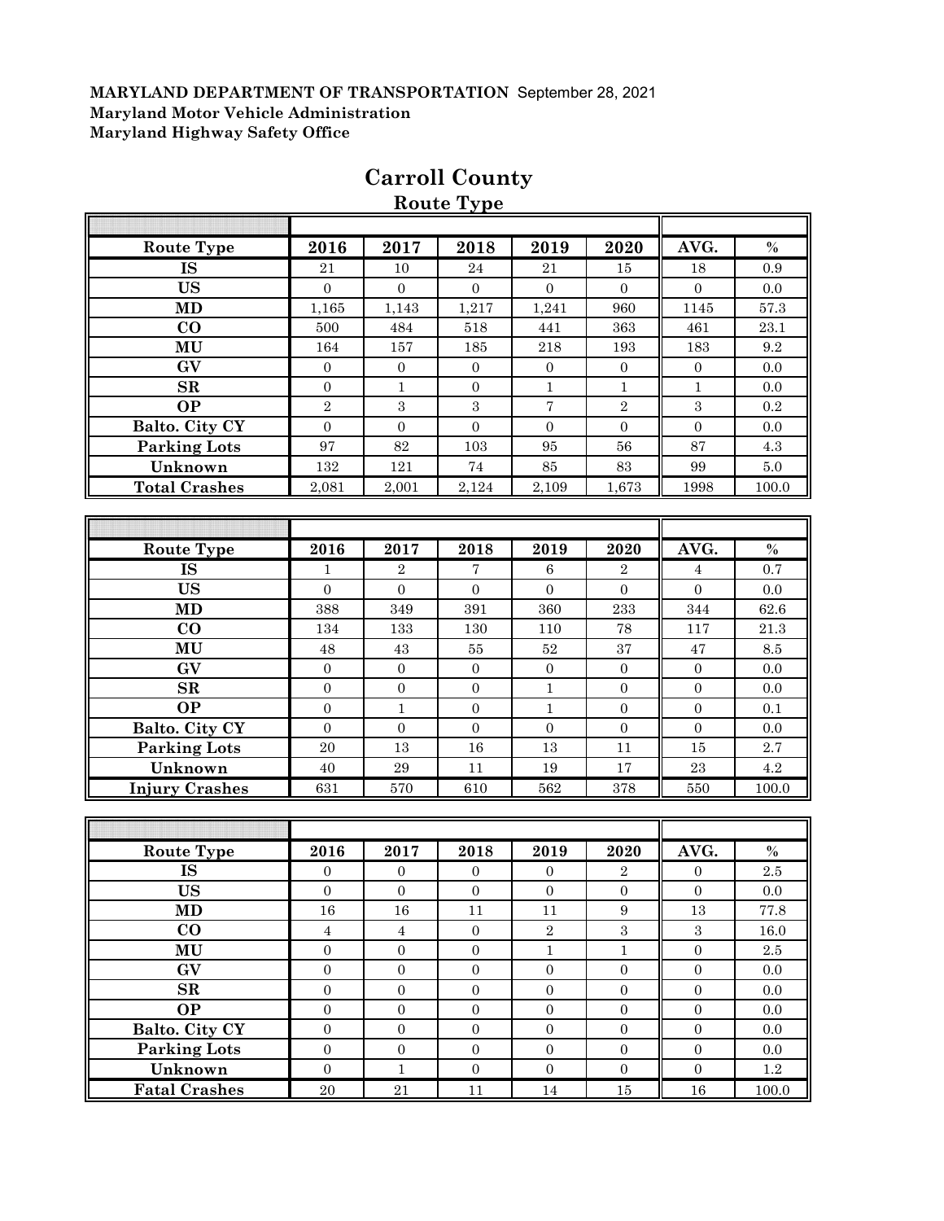**MARYLAND DEPARTMENT OF TRANSPORTATION** September 28, 2021
**Maryland Motor Vehicle Administration**
**Maryland Highway Safety Office**

# Carroll County

## Route Type

| Route Type | 2016 | 2017 | 2018 | 2019 | 2020 | AVG. | % |
|---|---|---|---|---|---|---|---|
| IS | 21 | 10 | 24 | 21 | 15 | 18 | 0.9 |
| US | 0 | 0 | 0 | 0 | 0 | 0 | 0.0 |
| MD | 1,165 | 1,143 | 1,217 | 1,241 | 960 | 1145 | 57.3 |
| CO | 500 | 484 | 518 | 441 | 363 | 461 | 23.1 |
| MU | 164 | 157 | 185 | 218 | 193 | 183 | 9.2 |
| GV | 0 | 0 | 0 | 0 | 0 | 0 | 0.0 |
| SR | 0 | 1 | 0 | 1 | 1 | 1 | 0.0 |
| OP | 2 | 3 | 3 | 7 | 2 | 3 | 0.2 |
| Balto. City CY | 0 | 0 | 0 | 0 | 0 | 0 | 0.0 |
| Parking Lots | 97 | 82 | 103 | 95 | 56 | 87 | 4.3 |
| Unknown | 132 | 121 | 74 | 85 | 83 | 99 | 5.0 |
| Total Crashes | 2,081 | 2,001 | 2,124 | 2,109 | 1,673 | 1998 | 100.0 |

| Route Type | 2016 | 2017 | 2018 | 2019 | 2020 | AVG. | % |
|---|---|---|---|---|---|---|---|
| IS | 1 | 2 | 7 | 6 | 2 | 4 | 0.7 |
| US | 0 | 0 | 0 | 0 | 0 | 0 | 0.0 |
| MD | 388 | 349 | 391 | 360 | 233 | 344 | 62.6 |
| CO | 134 | 133 | 130 | 110 | 78 | 117 | 21.3 |
| MU | 48 | 43 | 55 | 52 | 37 | 47 | 8.5 |
| GV | 0 | 0 | 0 | 0 | 0 | 0 | 0.0 |
| SR | 0 | 0 | 0 | 1 | 0 | 0 | 0.0 |
| OP | 0 | 1 | 0 | 1 | 0 | 0 | 0.1 |
| Balto. City CY | 0 | 0 | 0 | 0 | 0 | 0 | 0.0 |
| Parking Lots | 20 | 13 | 16 | 13 | 11 | 15 | 2.7 |
| Unknown | 40 | 29 | 11 | 19 | 17 | 23 | 4.2 |
| Injury Crashes | 631 | 570 | 610 | 562 | 378 | 550 | 100.0 |

| Route Type | 2016 | 2017 | 2018 | 2019 | 2020 | AVG. | % |
|---|---|---|---|---|---|---|---|
| IS | 0 | 0 | 0 | 0 | 2 | 0 | 2.5 |
| US | 0 | 0 | 0 | 0 | 0 | 0 | 0.0 |
| MD | 16 | 16 | 11 | 11 | 9 | 13 | 77.8 |
| CO | 4 | 4 | 0 | 2 | 3 | 3 | 16.0 |
| MU | 0 | 0 | 0 | 1 | 1 | 0 | 2.5 |
| GV | 0 | 0 | 0 | 0 | 0 | 0 | 0.0 |
| SR | 0 | 0 | 0 | 0 | 0 | 0 | 0.0 |
| OP | 0 | 0 | 0 | 0 | 0 | 0 | 0.0 |
| Balto. City CY | 0 | 0 | 0 | 0 | 0 | 0 | 0.0 |
| Parking Lots | 0 | 0 | 0 | 0 | 0 | 0 | 0.0 |
| Unknown | 0 | 1 | 0 | 0 | 0 | 0 | 1.2 |
| Fatal Crashes | 20 | 21 | 11 | 14 | 15 | 16 | 100.0 |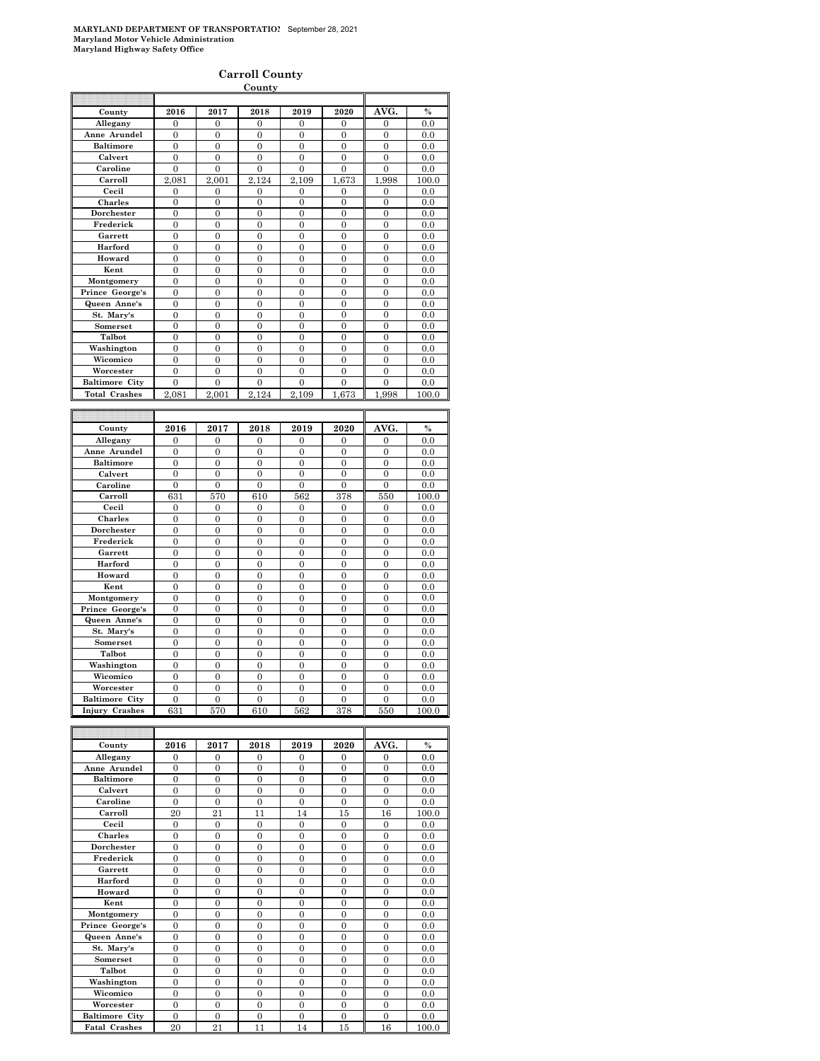**MARYLAND DEPARTMENT OF TRANSPORTATIO!** September 28, 2021
**Maryland Motor Vehicle Administration**
**Maryland Highway Safety Office**

## Carroll County

**County**

| County | 2016 | 2017 | 2018 | 2019 | 2020 | AVG. | % |
|---|---|---|---|---|---|---|---|
| Allegany | 0 | 0 | 0 | 0 | 0 | 0 | 0.0 |
| Anne Arundel | 0 | 0 | 0 | 0 | 0 | 0 | 0.0 |
| Baltimore | 0 | 0 | 0 | 0 | 0 | 0 | 0.0 |
| Calvert | 0 | 0 | 0 | 0 | 0 | 0 | 0.0 |
| Caroline | 0 | 0 | 0 | 0 | 0 | 0 | 0.0 |
| Carroll | 2,081 | 2,001 | 2,124 | 2,109 | 1,673 | 1,998 | 100.0 |
| Cecil | 0 | 0 | 0 | 0 | 0 | 0 | 0.0 |
| Charles | 0 | 0 | 0 | 0 | 0 | 0 | 0.0 |
| Dorchester | 0 | 0 | 0 | 0 | 0 | 0 | 0.0 |
| Frederick | 0 | 0 | 0 | 0 | 0 | 0 | 0.0 |
| Garrett | 0 | 0 | 0 | 0 | 0 | 0 | 0.0 |
| Harford | 0 | 0 | 0 | 0 | 0 | 0 | 0.0 |
| Howard | 0 | 0 | 0 | 0 | 0 | 0 | 0.0 |
| Kent | 0 | 0 | 0 | 0 | 0 | 0 | 0.0 |
| Montgomery | 0 | 0 | 0 | 0 | 0 | 0 | 0.0 |
| Prince George's | 0 | 0 | 0 | 0 | 0 | 0 | 0.0 |
| Queen Anne's | 0 | 0 | 0 | 0 | 0 | 0 | 0.0 |
| St. Mary's | 0 | 0 | 0 | 0 | 0 | 0 | 0.0 |
| Somerset | 0 | 0 | 0 | 0 | 0 | 0 | 0.0 |
| Talbot | 0 | 0 | 0 | 0 | 0 | 0 | 0.0 |
| Washington | 0 | 0 | 0 | 0 | 0 | 0 | 0.0 |
| Wicomico | 0 | 0 | 0 | 0 | 0 | 0 | 0.0 |
| Worcester | 0 | 0 | 0 | 0 | 0 | 0 | 0.0 |
| Baltimore City | 0 | 0 | 0 | 0 | 0 | 0 | 0.0 |
| Total Crashes | 2,081 | 2,001 | 2,124 | 2,109 | 1,673 | 1,998 | 100.0 |

| County | 2016 | 2017 | 2018 | 2019 | 2020 | AVG. | % |
|---|---|---|---|---|---|---|---|
| Allegany | 0 | 0 | 0 | 0 | 0 | 0 | 0.0 |
| Anne Arundel | 0 | 0 | 0 | 0 | 0 | 0 | 0.0 |
| Baltimore | 0 | 0 | 0 | 0 | 0 | 0 | 0.0 |
| Calvert | 0 | 0 | 0 | 0 | 0 | 0 | 0.0 |
| Caroline | 0 | 0 | 0 | 0 | 0 | 0 | 0.0 |
| Carroll | 631 | 570 | 610 | 562 | 378 | 550 | 100.0 |
| Cecil | 0 | 0 | 0 | 0 | 0 | 0 | 0.0 |
| Charles | 0 | 0 | 0 | 0 | 0 | 0 | 0.0 |
| Dorchester | 0 | 0 | 0 | 0 | 0 | 0 | 0.0 |
| Frederick | 0 | 0 | 0 | 0 | 0 | 0 | 0.0 |
| Garrett | 0 | 0 | 0 | 0 | 0 | 0 | 0.0 |
| Harford | 0 | 0 | 0 | 0 | 0 | 0 | 0.0 |
| Howard | 0 | 0 | 0 | 0 | 0 | 0 | 0.0 |
| Kent | 0 | 0 | 0 | 0 | 0 | 0 | 0.0 |
| Montgomery | 0 | 0 | 0 | 0 | 0 | 0 | 0.0 |
| Prince George's | 0 | 0 | 0 | 0 | 0 | 0 | 0.0 |
| Queen Anne's | 0 | 0 | 0 | 0 | 0 | 0 | 0.0 |
| St. Mary's | 0 | 0 | 0 | 0 | 0 | 0 | 0.0 |
| Somerset | 0 | 0 | 0 | 0 | 0 | 0 | 0.0 |
| Talbot | 0 | 0 | 0 | 0 | 0 | 0 | 0.0 |
| Washington | 0 | 0 | 0 | 0 | 0 | 0 | 0.0 |
| Wicomico | 0 | 0 | 0 | 0 | 0 | 0 | 0.0 |
| Worcester | 0 | 0 | 0 | 0 | 0 | 0 | 0.0 |
| Baltimore City | 0 | 0 | 0 | 0 | 0 | 0 | 0.0 |
| Injury Crashes | 631 | 570 | 610 | 562 | 378 | 550 | 100.0 |

| County | 2016 | 2017 | 2018 | 2019 | 2020 | AVG. | % |
|---|---|---|---|---|---|---|---|
| Allegany | 0 | 0 | 0 | 0 | 0 | 0 | 0.0 |
| Anne Arundel | 0 | 0 | 0 | 0 | 0 | 0 | 0.0 |
| Baltimore | 0 | 0 | 0 | 0 | 0 | 0 | 0.0 |
| Calvert | 0 | 0 | 0 | 0 | 0 | 0 | 0.0 |
| Caroline | 0 | 0 | 0 | 0 | 0 | 0 | 0.0 |
| Carroll | 20 | 21 | 11 | 14 | 15 | 16 | 100.0 |
| Cecil | 0 | 0 | 0 | 0 | 0 | 0 | 0.0 |
| Charles | 0 | 0 | 0 | 0 | 0 | 0 | 0.0 |
| Dorchester | 0 | 0 | 0 | 0 | 0 | 0 | 0.0 |
| Frederick | 0 | 0 | 0 | 0 | 0 | 0 | 0.0 |
| Garrett | 0 | 0 | 0 | 0 | 0 | 0 | 0.0 |
| Harford | 0 | 0 | 0 | 0 | 0 | 0 | 0.0 |
| Howard | 0 | 0 | 0 | 0 | 0 | 0 | 0.0 |
| Kent | 0 | 0 | 0 | 0 | 0 | 0 | 0.0 |
| Montgomery | 0 | 0 | 0 | 0 | 0 | 0 | 0.0 |
| Prince George's | 0 | 0 | 0 | 0 | 0 | 0 | 0.0 |
| Queen Anne's | 0 | 0 | 0 | 0 | 0 | 0 | 0.0 |
| St. Mary's | 0 | 0 | 0 | 0 | 0 | 0 | 0.0 |
| Somerset | 0 | 0 | 0 | 0 | 0 | 0 | 0.0 |
| Talbot | 0 | 0 | 0 | 0 | 0 | 0 | 0.0 |
| Washington | 0 | 0 | 0 | 0 | 0 | 0 | 0.0 |
| Wicomico | 0 | 0 | 0 | 0 | 0 | 0 | 0.0 |
| Worcester | 0 | 0 | 0 | 0 | 0 | 0 | 0.0 |
| Baltimore City | 0 | 0 | 0 | 0 | 0 | 0 | 0.0 |
| Fatal Crashes | 20 | 21 | 11 | 14 | 15 | 16 | 100.0 |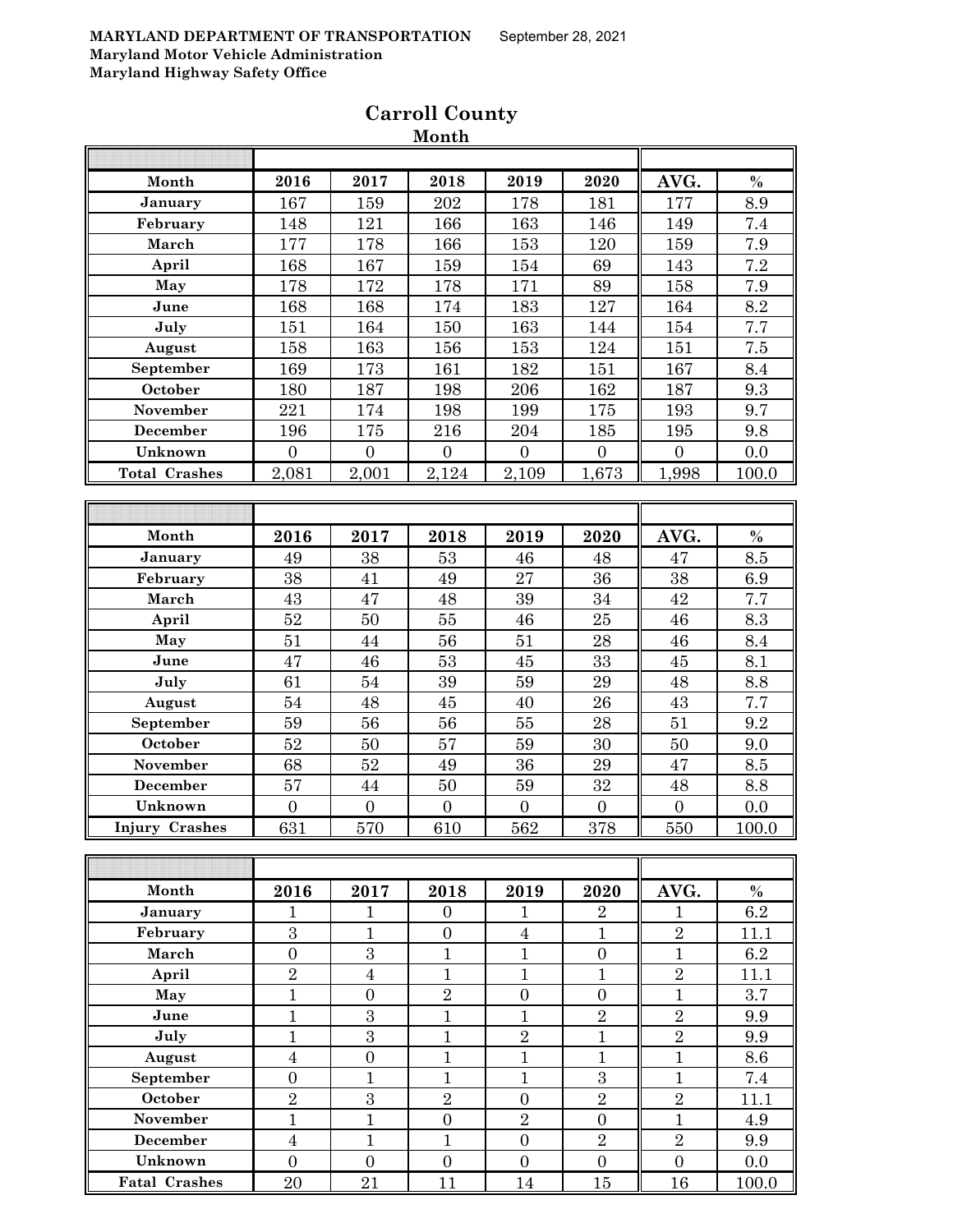**MARYLAND DEPARTMENT OF TRANSPORTATION** September 28, 2021
**Maryland Motor Vehicle Administration**
**Maryland Highway Safety Office**

# Carroll County

## Month

| Month | 2016 | 2017 | 2018 | 2019 | 2020 | AVG. | % |
|---|---|---|---|---|---|---|---|
| January | 167 | 159 | 202 | 178 | 181 | 177 | 8.9 |
| February | 148 | 121 | 166 | 163 | 146 | 149 | 7.4 |
| March | 177 | 178 | 166 | 153 | 120 | 159 | 7.9 |
| April | 168 | 167 | 159 | 154 | 69 | 143 | 7.2 |
| May | 178 | 172 | 178 | 171 | 89 | 158 | 7.9 |
| June | 168 | 168 | 174 | 183 | 127 | 164 | 8.2 |
| July | 151 | 164 | 150 | 163 | 144 | 154 | 7.7 |
| August | 158 | 163 | 156 | 153 | 124 | 151 | 7.5 |
| September | 169 | 173 | 161 | 182 | 151 | 167 | 8.4 |
| October | 180 | 187 | 198 | 206 | 162 | 187 | 9.3 |
| November | 221 | 174 | 198 | 199 | 175 | 193 | 9.7 |
| December | 196 | 175 | 216 | 204 | 185 | 195 | 9.8 |
| Unknown | 0 | 0 | 0 | 0 | 0 | 0 | 0.0 |
| **Total Crashes** | 2,081 | 2,001 | 2,124 | 2,109 | 1,673 | 1,998 | 100.0 |

| Month | 2016 | 2017 | 2018 | 2019 | 2020 | AVG. | % |
|---|---|---|---|---|---|---|---|
| January | 49 | 38 | 53 | 46 | 48 | 47 | 8.5 |
| February | 38 | 41 | 49 | 27 | 36 | 38 | 6.9 |
| March | 43 | 47 | 48 | 39 | 34 | 42 | 7.7 |
| April | 52 | 50 | 55 | 46 | 25 | 46 | 8.3 |
| May | 51 | 44 | 56 | 51 | 28 | 46 | 8.4 |
| June | 47 | 46 | 53 | 45 | 33 | 45 | 8.1 |
| July | 61 | 54 | 39 | 59 | 29 | 48 | 8.8 |
| August | 54 | 48 | 45 | 40 | 26 | 43 | 7.7 |
| September | 59 | 56 | 56 | 55 | 28 | 51 | 9.2 |
| October | 52 | 50 | 57 | 59 | 30 | 50 | 9.0 |
| November | 68 | 52 | 49 | 36 | 29 | 47 | 8.5 |
| December | 57 | 44 | 50 | 59 | 32 | 48 | 8.8 |
| Unknown | 0 | 0 | 0 | 0 | 0 | 0 | 0.0 |
| **Injury Crashes** | 631 | 570 | 610 | 562 | 378 | 550 | 100.0 |

| Month | 2016 | 2017 | 2018 | 2019 | 2020 | AVG. | % |
|---|---|---|---|---|---|---|---|
| January | 1 | 1 | 0 | 1 | 2 | 1 | 6.2 |
| February | 3 | 1 | 0 | 4 | 1 | 2 | 11.1 |
| March | 0 | 3 | 1 | 1 | 0 | 1 | 6.2 |
| April | 2 | 4 | 1 | 1 | 1 | 2 | 11.1 |
| May | 1 | 0 | 2 | 0 | 0 | 1 | 3.7 |
| June | 1 | 3 | 1 | 1 | 2 | 2 | 9.9 |
| July | 1 | 3 | 1 | 2 | 1 | 2 | 9.9 |
| August | 4 | 0 | 1 | 1 | 1 | 1 | 8.6 |
| September | 0 | 1 | 1 | 1 | 3 | 1 | 7.4 |
| October | 2 | 3 | 2 | 0 | 2 | 2 | 11.1 |
| November | 1 | 1 | 0 | 2 | 0 | 1 | 4.9 |
| December | 4 | 1 | 1 | 0 | 2 | 2 | 9.9 |
| Unknown | 0 | 0 | 0 | 0 | 0 | 0 | 0.0 |
| **Fatal Crashes** | 20 | 21 | 11 | 14 | 15 | 16 | 100.0 |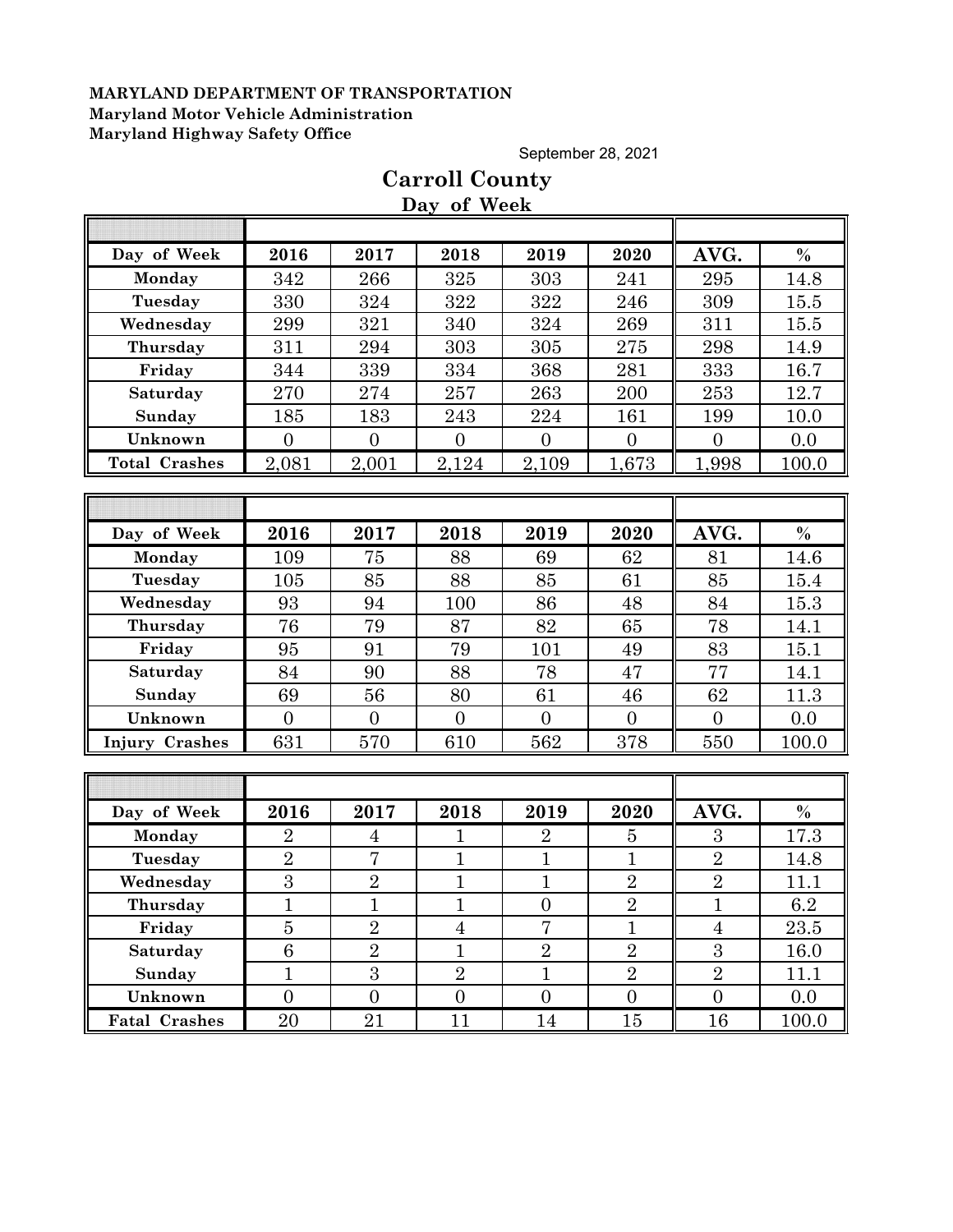**MARYLAND DEPARTMENT OF TRANSPORTATION**
**Maryland Motor Vehicle Administration**
**Maryland Highway Safety Office**

September 28, 2021

# Carroll County

## Day of Week

| Day of Week | 2016 | 2017 | 2018 | 2019 | 2020 | AVG. | % |
|---|---|---|---|---|---|---|---|
| Monday | 342 | 266 | 325 | 303 | 241 | 295 | 14.8 |
| Tuesday | 330 | 324 | 322 | 322 | 246 | 309 | 15.5 |
| Wednesday | 299 | 321 | 340 | 324 | 269 | 311 | 15.5 |
| Thursday | 311 | 294 | 303 | 305 | 275 | 298 | 14.9 |
| Friday | 344 | 339 | 334 | 368 | 281 | 333 | 16.7 |
| Saturday | 270 | 274 | 257 | 263 | 200 | 253 | 12.7 |
| Sunday | 185 | 183 | 243 | 224 | 161 | 199 | 10.0 |
| Unknown | 0 | 0 | 0 | 0 | 0 | 0 | 0.0 |
| Total Crashes | 2,081 | 2,001 | 2,124 | 2,109 | 1,673 | 1,998 | 100.0 |

| Day of Week | 2016 | 2017 | 2018 | 2019 | 2020 | AVG. | % |
|---|---|---|---|---|---|---|---|
| Monday | 109 | 75 | 88 | 69 | 62 | 81 | 14.6 |
| Tuesday | 105 | 85 | 88 | 85 | 61 | 85 | 15.4 |
| Wednesday | 93 | 94 | 100 | 86 | 48 | 84 | 15.3 |
| Thursday | 76 | 79 | 87 | 82 | 65 | 78 | 14.1 |
| Friday | 95 | 91 | 79 | 101 | 49 | 83 | 15.1 |
| Saturday | 84 | 90 | 88 | 78 | 47 | 77 | 14.1 |
| Sunday | 69 | 56 | 80 | 61 | 46 | 62 | 11.3 |
| Unknown | 0 | 0 | 0 | 0 | 0 | 0 | 0.0 |
| Injury Crashes | 631 | 570 | 610 | 562 | 378 | 550 | 100.0 |

| Day of Week | 2016 | 2017 | 2018 | 2019 | 2020 | AVG. | % |
|---|---|---|---|---|---|---|---|
| Monday | 2 | 4 | 1 | 2 | 5 | 3 | 17.3 |
| Tuesday | 2 | 7 | 1 | 1 | 1 | 2 | 14.8 |
| Wednesday | 3 | 2 | 1 | 1 | 2 | 2 | 11.1 |
| Thursday | 1 | 1 | 1 | 0 | 2 | 1 | 6.2 |
| Friday | 5 | 2 | 4 | 7 | 1 | 4 | 23.5 |
| Saturday | 6 | 2 | 1 | 2 | 2 | 3 | 16.0 |
| Sunday | 1 | 3 | 2 | 1 | 2 | 2 | 11.1 |
| Unknown | 0 | 0 | 0 | 0 | 0 | 0 | 0.0 |
| Fatal Crashes | 20 | 21 | 11 | 14 | 15 | 16 | 100.0 |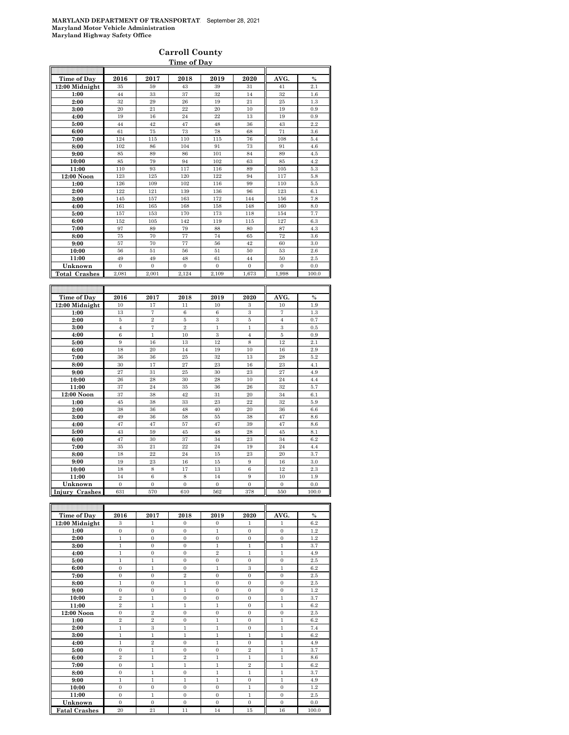**MARYLAND DEPARTMENT OF TRANSPORTATION** September 28, 2021
**Maryland Motor Vehicle Administration**
**Maryland Highway Safety Office**

## Carroll County

### Time of Day

| Time of Day | 2016 | 2017 | 2018 | 2019 | 2020 | AVG. | % |
|---|---|---|---|---|---|---|---|
| 12:00 Midnight | 35 | 59 | 43 | 39 | 31 | 41 | 2.1 |
| 1:00 | 44 | 33 | 37 | 32 | 14 | 32 | 1.6 |
| 2:00 | 32 | 29 | 26 | 19 | 21 | 25 | 1.3 |
| 3:00 | 20 | 21 | 22 | 20 | 10 | 19 | 0.9 |
| 4:00 | 19 | 16 | 24 | 22 | 13 | 19 | 0.9 |
| 5:00 | 44 | 42 | 47 | 48 | 36 | 43 | 2.2 |
| 6:00 | 61 | 75 | 73 | 78 | 68 | 71 | 3.6 |
| 7:00 | 124 | 115 | 110 | 115 | 76 | 108 | 5.4 |
| 8:00 | 102 | 86 | 104 | 91 | 73 | 91 | 4.6 |
| 9:00 | 85 | 89 | 86 | 101 | 84 | 89 | 4.5 |
| 10:00 | 85 | 79 | 94 | 102 | 63 | 85 | 4.2 |
| 11:00 | 110 | 93 | 117 | 116 | 89 | 105 | 5.3 |
| 12:00 Noon | 123 | 125 | 120 | 122 | 94 | 117 | 5.8 |
| 1:00 | 126 | 109 | 102 | 116 | 99 | 110 | 5.5 |
| 2:00 | 122 | 121 | 139 | 136 | 96 | 123 | 6.1 |
| 3:00 | 145 | 157 | 163 | 172 | 144 | 156 | 7.8 |
| 4:00 | 161 | 165 | 168 | 158 | 148 | 160 | 8.0 |
| 5:00 | 157 | 153 | 170 | 173 | 118 | 154 | 7.7 |
| 6:00 | 152 | 105 | 142 | 119 | 115 | 127 | 6.3 |
| 7:00 | 97 | 89 | 79 | 88 | 80 | 87 | 4.3 |
| 8:00 | 75 | 70 | 77 | 74 | 65 | 72 | 3.6 |
| 9:00 | 57 | 70 | 77 | 56 | 42 | 60 | 3.0 |
| 10:00 | 56 | 51 | 56 | 51 | 50 | 53 | 2.6 |
| 11:00 | 49 | 49 | 48 | 61 | 44 | 50 | 2.5 |
| Unknown | 0 | 0 | 0 | 0 | 0 | 0 | 0.0 |
| **Total Crashes** | 2,081 | 2,001 | 2,124 | 2,109 | 1,673 | 1,998 | 100.0 |

| Time of Day | 2016 | 2017 | 2018 | 2019 | 2020 | AVG. | % |
|---|---|---|---|---|---|---|---|
| 12:00 Midnight | 10 | 17 | 11 | 10 | 3 | 10 | 1.9 |
| 1:00 | 13 | 7 | 6 | 6 | 3 | 7 | 1.3 |
| 2:00 | 5 | 2 | 5 | 3 | 5 | 4 | 0.7 |
| 3:00 | 4 | 7 | 2 | 1 | 1 | 3 | 0.5 |
| 4:00 | 6 | 1 | 10 | 3 | 4 | 5 | 0.9 |
| 5:00 | 9 | 16 | 13 | 12 | 8 | 12 | 2.1 |
| 6:00 | 18 | 20 | 14 | 19 | 10 | 16 | 2.9 |
| 7:00 | 36 | 36 | 25 | 32 | 13 | 28 | 5.2 |
| 8:00 | 30 | 17 | 27 | 23 | 16 | 23 | 4.1 |
| 9:00 | 27 | 31 | 25 | 30 | 23 | 27 | 4.9 |
| 10:00 | 26 | 28 | 30 | 28 | 10 | 24 | 4.4 |
| 11:00 | 37 | 24 | 35 | 36 | 26 | 32 | 5.7 |
| 12:00 Noon | 37 | 38 | 42 | 31 | 20 | 34 | 6.1 |
| 1:00 | 45 | 38 | 33 | 23 | 22 | 32 | 5.9 |
| 2:00 | 38 | 36 | 48 | 40 | 20 | 36 | 6.6 |
| 3:00 | 49 | 36 | 58 | 55 | 38 | 47 | 8.6 |
| 4:00 | 47 | 47 | 57 | 47 | 39 | 47 | 8.6 |
| 5:00 | 43 | 59 | 45 | 48 | 28 | 45 | 8.1 |
| 6:00 | 47 | 30 | 37 | 34 | 23 | 34 | 6.2 |
| 7:00 | 35 | 21 | 22 | 24 | 19 | 24 | 4.4 |
| 8:00 | 18 | 22 | 24 | 15 | 23 | 20 | 3.7 |
| 9:00 | 19 | 23 | 16 | 15 | 9 | 16 | 3.0 |
| 10:00 | 18 | 8 | 17 | 13 | 6 | 12 | 2.3 |
| 11:00 | 14 | 6 | 8 | 14 | 9 | 10 | 1.9 |
| Unknown | 0 | 0 | 0 | 0 | 0 | 0 | 0.0 |
| **Injury Crashes** | 631 | 570 | 610 | 562 | 378 | 550 | 100.0 |

| Time of Day | 2016 | 2017 | 2018 | 2019 | 2020 | AVG. | % |
|---|---|---|---|---|---|---|---|
| 12:00 Midnight | 3 | 1 | 0 | 0 | 1 | 1 | 6.2 |
| 1:00 | 0 | 0 | 0 | 1 | 0 | 0 | 1.2 |
| 2:00 | 1 | 0 | 0 | 0 | 0 | 0 | 1.2 |
| 3:00 | 1 | 0 | 0 | 1 | 1 | 1 | 3.7 |
| 4:00 | 1 | 0 | 0 | 2 | 1 | 1 | 4.9 |
| 5:00 | 1 | 1 | 0 | 0 | 0 | 0 | 2.5 |
| 6:00 | 0 | 1 | 0 | 1 | 3 | 1 | 6.2 |
| 7:00 | 0 | 0 | 2 | 0 | 0 | 0 | 2.5 |
| 8:00 | 1 | 0 | 1 | 0 | 0 | 0 | 2.5 |
| 9:00 | 0 | 0 | 1 | 0 | 0 | 0 | 1.2 |
| 10:00 | 2 | 1 | 0 | 0 | 0 | 1 | 3.7 |
| 11:00 | 2 | 1 | 1 | 1 | 0 | 1 | 6.2 |
| 12:00 Noon | 0 | 2 | 0 | 0 | 0 | 0 | 2.5 |
| 1:00 | 2 | 2 | 0 | 1 | 0 | 1 | 6.2 |
| 2:00 | 1 | 3 | 1 | 1 | 0 | 1 | 7.4 |
| 3:00 | 1 | 1 | 1 | 1 | 1 | 1 | 6.2 |
| 4:00 | 1 | 2 | 0 | 1 | 0 | 1 | 4.9 |
| 5:00 | 0 | 1 | 0 | 0 | 2 | 1 | 3.7 |
| 6:00 | 2 | 1 | 2 | 1 | 1 | 1 | 8.6 |
| 7:00 | 0 | 1 | 1 | 1 | 2 | 1 | 6.2 |
| 8:00 | 0 | 1 | 0 | 1 | 1 | 1 | 3.7 |
| 9:00 | 1 | 1 | 1 | 1 | 0 | 1 | 4.9 |
| 10:00 | 0 | 0 | 0 | 0 | 1 | 0 | 1.2 |
| 11:00 | 0 | 1 | 0 | 0 | 1 | 0 | 2.5 |
| Unknown | 0 | 0 | 0 | 0 | 0 | 0 | 0.0 |
| **Fatal Crashes** | 20 | 21 | 11 | 14 | 15 | 16 | 100.0 |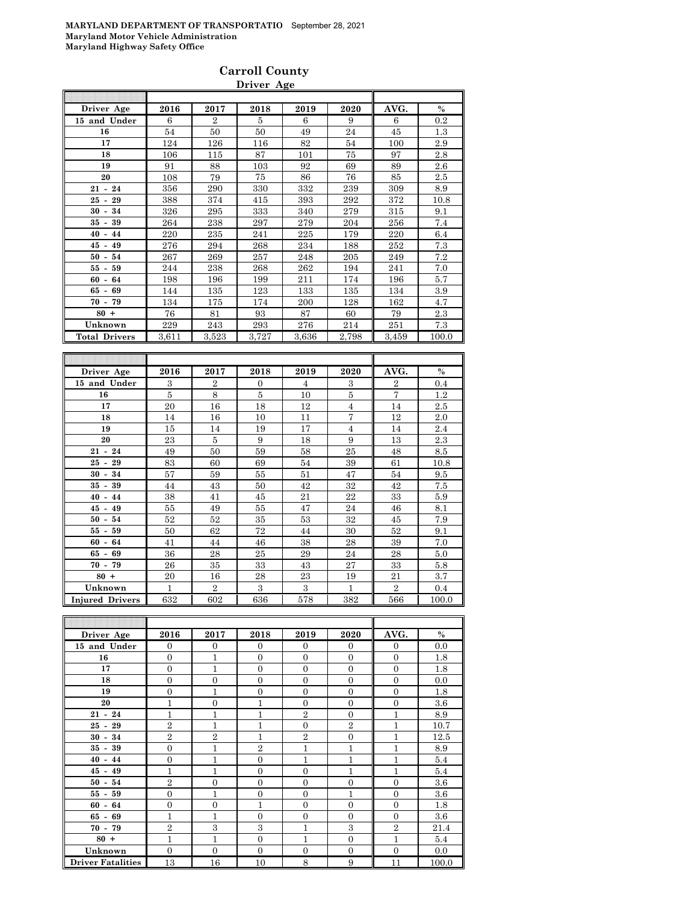**MARYLAND DEPARTMENT OF TRANSPORTATIO** September 28, 2021
**Maryland Motor Vehicle Administration**
**Maryland Highway Safety Office**

## Carroll County

### Driver Age

| Driver Age | 2016 | 2017 | 2018 | 2019 | 2020 | AVG. | % |
|---|---|---|---|---|---|---|---|
| 15 and Under | 6 | 2 | 5 | 6 | 9 | 6 | 0.2 |
| 16 | 54 | 50 | 50 | 49 | 24 | 45 | 1.3 |
| 17 | 124 | 126 | 116 | 82 | 54 | 100 | 2.9 |
| 18 | 106 | 115 | 87 | 101 | 75 | 97 | 2.8 |
| 19 | 91 | 88 | 103 | 92 | 69 | 89 | 2.6 |
| 20 | 108 | 79 | 75 | 86 | 76 | 85 | 2.5 |
| 21 - 24 | 356 | 290 | 330 | 332 | 239 | 309 | 8.9 |
| 25 - 29 | 388 | 374 | 415 | 393 | 292 | 372 | 10.8 |
| 30 - 34 | 326 | 295 | 333 | 340 | 279 | 315 | 9.1 |
| 35 - 39 | 264 | 238 | 297 | 279 | 204 | 256 | 7.4 |
| 40 - 44 | 220 | 235 | 241 | 225 | 179 | 220 | 6.4 |
| 45 - 49 | 276 | 294 | 268 | 234 | 188 | 252 | 7.3 |
| 50 - 54 | 267 | 269 | 257 | 248 | 205 | 249 | 7.2 |
| 55 - 59 | 244 | 238 | 268 | 262 | 194 | 241 | 7.0 |
| 60 - 64 | 198 | 196 | 199 | 211 | 174 | 196 | 5.7 |
| 65 - 69 | 144 | 135 | 123 | 133 | 135 | 134 | 3.9 |
| 70 - 79 | 134 | 175 | 174 | 200 | 128 | 162 | 4.7 |
| 80 + | 76 | 81 | 93 | 87 | 60 | 79 | 2.3 |
| Unknown | 229 | 243 | 293 | 276 | 214 | 251 | 7.3 |
| Total Drivers | 3,611 | 3,523 | 3,727 | 3,636 | 2,798 | 3,459 | 100.0 |

| Driver Age | 2016 | 2017 | 2018 | 2019 | 2020 | AVG. | % |
|---|---|---|---|---|---|---|---|
| 15 and Under | 3 | 2 | 0 | 4 | 3 | 2 | 0.4 |
| 16 | 5 | 8 | 5 | 10 | 5 | 7 | 1.2 |
| 17 | 20 | 16 | 18 | 12 | 4 | 14 | 2.5 |
| 18 | 14 | 16 | 10 | 11 | 7 | 12 | 2.0 |
| 19 | 15 | 14 | 19 | 17 | 4 | 14 | 2.4 |
| 20 | 23 | 5 | 9 | 18 | 9 | 13 | 2.3 |
| 21 - 24 | 49 | 50 | 59 | 58 | 25 | 48 | 8.5 |
| 25 - 29 | 83 | 60 | 69 | 54 | 39 | 61 | 10.8 |
| 30 - 34 | 57 | 59 | 55 | 51 | 47 | 54 | 9.5 |
| 35 - 39 | 44 | 43 | 50 | 42 | 32 | 42 | 7.5 |
| 40 - 44 | 38 | 41 | 45 | 21 | 22 | 33 | 5.9 |
| 45 - 49 | 55 | 49 | 55 | 47 | 24 | 46 | 8.1 |
| 50 - 54 | 52 | 52 | 35 | 53 | 32 | 45 | 7.9 |
| 55 - 59 | 50 | 62 | 72 | 44 | 30 | 52 | 9.1 |
| 60 - 64 | 41 | 44 | 46 | 38 | 28 | 39 | 7.0 |
| 65 - 69 | 36 | 28 | 25 | 29 | 24 | 28 | 5.0 |
| 70 - 79 | 26 | 35 | 33 | 43 | 27 | 33 | 5.8 |
| 80 + | 20 | 16 | 28 | 23 | 19 | 21 | 3.7 |
| Unknown | 1 | 2 | 3 | 3 | 1 | 2 | 0.4 |
| Injured Drivers | 632 | 602 | 636 | 578 | 382 | 566 | 100.0 |

| Driver Age | 2016 | 2017 | 2018 | 2019 | 2020 | AVG. | % |
|---|---|---|---|---|---|---|---|
| 15 and Under | 0 | 0 | 0 | 0 | 0 | 0 | 0.0 |
| 16 | 0 | 1 | 0 | 0 | 0 | 0 | 1.8 |
| 17 | 0 | 1 | 0 | 0 | 0 | 0 | 1.8 |
| 18 | 0 | 0 | 0 | 0 | 0 | 0 | 0.0 |
| 19 | 0 | 1 | 0 | 0 | 0 | 0 | 1.8 |
| 20 | 1 | 0 | 1 | 0 | 0 | 0 | 3.6 |
| 21 - 24 | 1 | 1 | 1 | 2 | 0 | 1 | 8.9 |
| 25 - 29 | 2 | 1 | 1 | 0 | 2 | 1 | 10.7 |
| 30 - 34 | 2 | 2 | 1 | 2 | 0 | 1 | 12.5 |
| 35 - 39 | 0 | 1 | 2 | 1 | 1 | 1 | 8.9 |
| 40 - 44 | 0 | 1 | 0 | 1 | 1 | 1 | 5.4 |
| 45 - 49 | 1 | 1 | 0 | 0 | 1 | 1 | 5.4 |
| 50 - 54 | 2 | 0 | 0 | 0 | 0 | 0 | 3.6 |
| 55 - 59 | 0 | 1 | 0 | 0 | 1 | 0 | 3.6 |
| 60 - 64 | 0 | 0 | 1 | 0 | 0 | 0 | 1.8 |
| 65 - 69 | 1 | 1 | 0 | 0 | 0 | 0 | 3.6 |
| 70 - 79 | 2 | 3 | 3 | 1 | 3 | 2 | 21.4 |
| 80 + | 1 | 1 | 0 | 1 | 0 | 1 | 5.4 |
| Unknown | 0 | 0 | 0 | 0 | 0 | 0 | 0.0 |
| Driver Fatalities | 13 | 16 | 10 | 8 | 9 | 11 | 100.0 |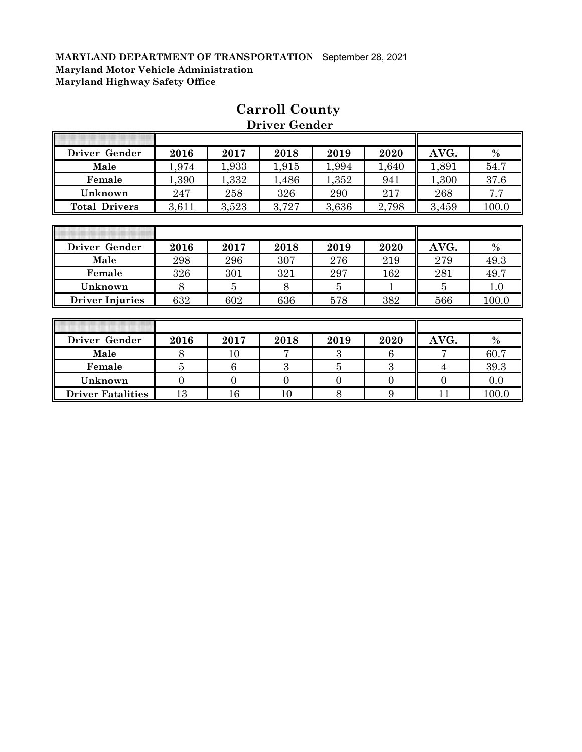**MARYLAND DEPARTMENT OF TRANSPORTATION** September 28, 2021
**Maryland Motor Vehicle Administration**
**Maryland Highway Safety Office**

# Carroll County

## Driver Gender

| Driver Gender | 2016 | 2017 | 2018 | 2019 | 2020 | AVG. | % |
|---|---|---|---|---|---|---|---|
| Male | 1,974 | 1,933 | 1,915 | 1,994 | 1,640 | 1,891 | 54.7 |
| Female | 1,390 | 1,332 | 1,486 | 1,352 | 941 | 1,300 | 37.6 |
| Unknown | 247 | 258 | 326 | 290 | 217 | 268 | 7.7 |
| Total Drivers | 3,611 | 3,523 | 3,727 | 3,636 | 2,798 | 3,459 | 100.0 |

| Driver Gender | 2016 | 2017 | 2018 | 2019 | 2020 | AVG. | % |
|---|---|---|---|---|---|---|---|
| Male | 298 | 296 | 307 | 276 | 219 | 279 | 49.3 |
| Female | 326 | 301 | 321 | 297 | 162 | 281 | 49.7 |
| Unknown | 8 | 5 | 8 | 5 | 1 | 5 | 1.0 |
| Driver Injuries | 632 | 602 | 636 | 578 | 382 | 566 | 100.0 |

| Driver Gender | 2016 | 2017 | 2018 | 2019 | 2020 | AVG. | % |
|---|---|---|---|---|---|---|---|
| Male | 8 | 10 | 7 | 3 | 6 | 7 | 60.7 |
| Female | 5 | 6 | 3 | 5 | 3 | 4 | 39.3 |
| Unknown | 0 | 0 | 0 | 0 | 0 | 0 | 0.0 |
| Driver Fatalities | 13 | 16 | 10 | 8 | 9 | 11 | 100.0 |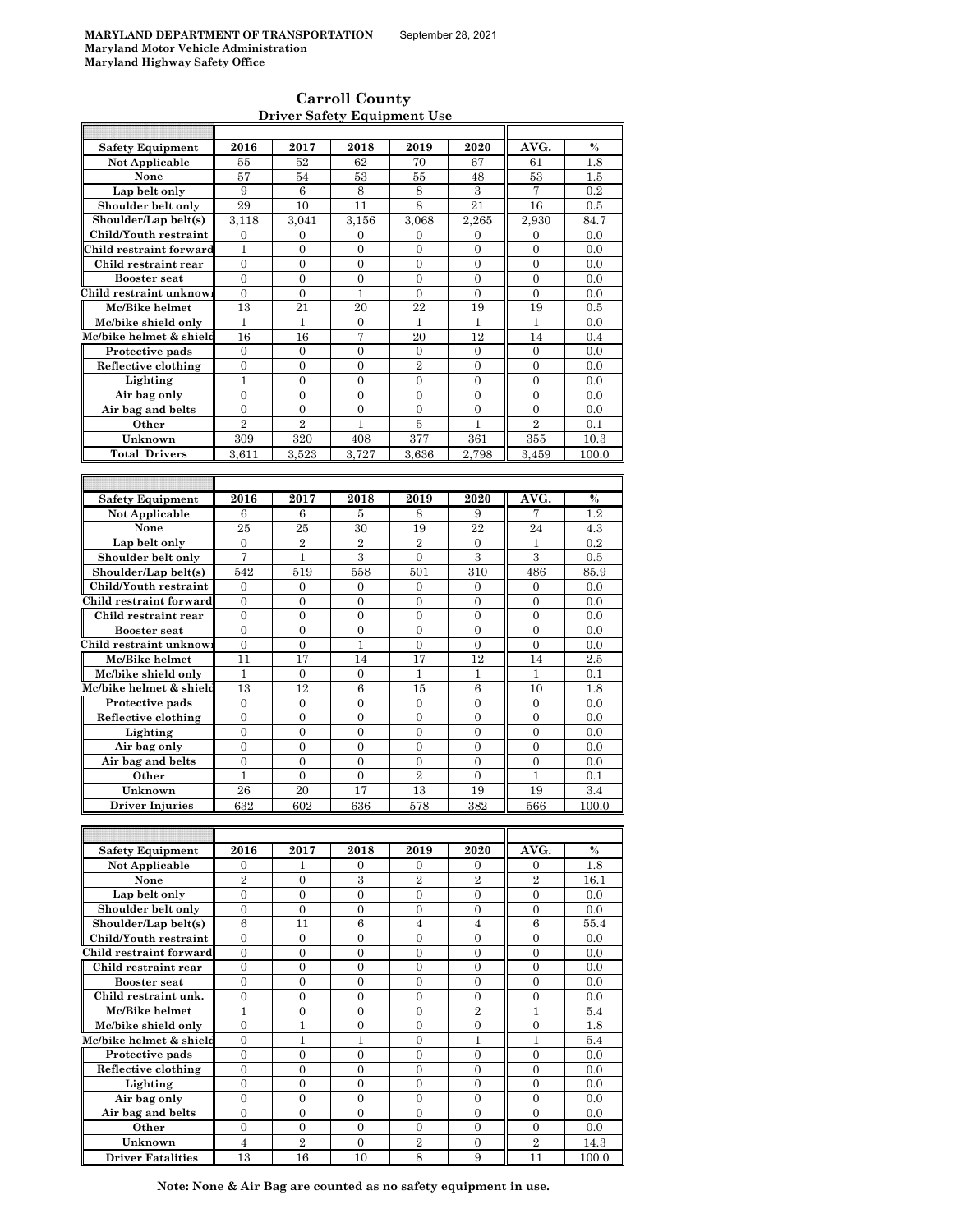**MARYLAND DEPARTMENT OF TRANSPORTATION** September 28, 2021
**Maryland Motor Vehicle Administration**
**Maryland Highway Safety Office**

## Carroll County
### Driver Safety Equipment Use

| Safety Equipment | 2016 | 2017 | 2018 | 2019 | 2020 | AVG. | % |
|---|---|---|---|---|---|---|---|
| Not Applicable | 55 | 52 | 62 | 70 | 67 | 61 | 1.8 |
| None | 57 | 54 | 53 | 55 | 48 | 53 | 1.5 |
| Lap belt only | 9 | 6 | 8 | 8 | 3 | 7 | 0.2 |
| Shoulder belt only | 29 | 10 | 11 | 8 | 21 | 16 | 0.5 |
| Shoulder/Lap belt(s) | 3,118 | 3,041 | 3,156 | 3,068 | 2,265 | 2,930 | 84.7 |
| Child/Youth restraint | 0 | 0 | 0 | 0 | 0 | 0 | 0.0 |
| Child restraint forward | 1 | 0 | 0 | 0 | 0 | 0 | 0.0 |
| Child restraint rear | 0 | 0 | 0 | 0 | 0 | 0 | 0.0 |
| Booster seat | 0 | 0 | 0 | 0 | 0 | 0 | 0.0 |
| Child restraint unknown | 0 | 0 | 1 | 0 | 0 | 0 | 0.0 |
| Mc/Bike helmet | 13 | 21 | 20 | 22 | 19 | 19 | 0.5 |
| Mc/bike shield only | 1 | 1 | 0 | 1 | 1 | 1 | 0.0 |
| Mc/bike helmet & shield | 16 | 16 | 7 | 20 | 12 | 14 | 0.4 |
| Protective pads | 0 | 0 | 0 | 0 | 0 | 0 | 0.0 |
| Reflective clothing | 0 | 0 | 0 | 2 | 0 | 0 | 0.0 |
| Lighting | 1 | 0 | 0 | 0 | 0 | 0 | 0.0 |
| Air bag only | 0 | 0 | 0 | 0 | 0 | 0 | 0.0 |
| Air bag and belts | 0 | 0 | 0 | 0 | 0 | 0 | 0.0 |
| Other | 2 | 2 | 1 | 5 | 1 | 2 | 0.1 |
| Unknown | 309 | 320 | 408 | 377 | 361 | 355 | 10.3 |
| Total Drivers | 3,611 | 3,523 | 3,727 | 3,636 | 2,798 | 3,459 | 100.0 |

| Safety Equipment | 2016 | 2017 | 2018 | 2019 | 2020 | AVG. | % |
|---|---|---|---|---|---|---|---|
| Not Applicable | 6 | 6 | 5 | 8 | 9 | 7 | 1.2 |
| None | 25 | 25 | 30 | 19 | 22 | 24 | 4.3 |
| Lap belt only | 0 | 2 | 2 | 2 | 0 | 1 | 0.2 |
| Shoulder belt only | 7 | 1 | 3 | 0 | 3 | 3 | 0.5 |
| Shoulder/Lap belt(s) | 542 | 519 | 558 | 501 | 310 | 486 | 85.9 |
| Child/Youth restraint | 0 | 0 | 0 | 0 | 0 | 0 | 0.0 |
| Child restraint forward | 0 | 0 | 0 | 0 | 0 | 0 | 0.0 |
| Child restraint rear | 0 | 0 | 0 | 0 | 0 | 0 | 0.0 |
| Booster seat | 0 | 0 | 0 | 0 | 0 | 0 | 0.0 |
| Child restraint unknown | 0 | 0 | 1 | 0 | 0 | 0 | 0.0 |
| Mc/Bike helmet | 11 | 17 | 14 | 17 | 12 | 14 | 2.5 |
| Mc/bike shield only | 1 | 0 | 0 | 1 | 1 | 1 | 0.1 |
| Mc/bike helmet & shield | 13 | 12 | 6 | 15 | 6 | 10 | 1.8 |
| Protective pads | 0 | 0 | 0 | 0 | 0 | 0 | 0.0 |
| Reflective clothing | 0 | 0 | 0 | 0 | 0 | 0 | 0.0 |
| Lighting | 0 | 0 | 0 | 0 | 0 | 0 | 0.0 |
| Air bag only | 0 | 0 | 0 | 0 | 0 | 0 | 0.0 |
| Air bag and belts | 0 | 0 | 0 | 0 | 0 | 0 | 0.0 |
| Other | 1 | 0 | 0 | 2 | 0 | 1 | 0.1 |
| Unknown | 26 | 20 | 17 | 13 | 19 | 19 | 3.4 |
| Driver Injuries | 632 | 602 | 636 | 578 | 382 | 566 | 100.0 |

| Safety Equipment | 2016 | 2017 | 2018 | 2019 | 2020 | AVG. | % |
|---|---|---|---|---|---|---|---|
| Not Applicable | 0 | 1 | 0 | 0 | 0 | 0 | 1.8 |
| None | 2 | 0 | 3 | 2 | 2 | 2 | 16.1 |
| Lap belt only | 0 | 0 | 0 | 0 | 0 | 0 | 0.0 |
| Shoulder belt only | 0 | 0 | 0 | 0 | 0 | 0 | 0.0 |
| Shoulder/Lap belt(s) | 6 | 11 | 6 | 4 | 4 | 6 | 55.4 |
| Child/Youth restraint | 0 | 0 | 0 | 0 | 0 | 0 | 0.0 |
| Child restraint forward | 0 | 0 | 0 | 0 | 0 | 0 | 0.0 |
| Child restraint rear | 0 | 0 | 0 | 0 | 0 | 0 | 0.0 |
| Booster seat | 0 | 0 | 0 | 0 | 0 | 0 | 0.0 |
| Child restraint unk. | 0 | 0 | 0 | 0 | 0 | 0 | 0.0 |
| Mc/Bike helmet | 1 | 0 | 0 | 0 | 2 | 1 | 5.4 |
| Mc/bike shield only | 0 | 1 | 0 | 0 | 0 | 0 | 1.8 |
| Mc/bike helmet & shield | 0 | 1 | 1 | 0 | 1 | 1 | 5.4 |
| Protective pads | 0 | 0 | 0 | 0 | 0 | 0 | 0.0 |
| Reflective clothing | 0 | 0 | 0 | 0 | 0 | 0 | 0.0 |
| Lighting | 0 | 0 | 0 | 0 | 0 | 0 | 0.0 |
| Air bag only | 0 | 0 | 0 | 0 | 0 | 0 | 0.0 |
| Air bag and belts | 0 | 0 | 0 | 0 | 0 | 0 | 0.0 |
| Other | 0 | 0 | 0 | 0 | 0 | 0 | 0.0 |
| Unknown | 4 | 2 | 0 | 2 | 0 | 2 | 14.3 |
| Driver Fatalities | 13 | 16 | 10 | 8 | 9 | 11 | 100.0 |

**Note: None & Air Bag are counted as no safety equipment in use.**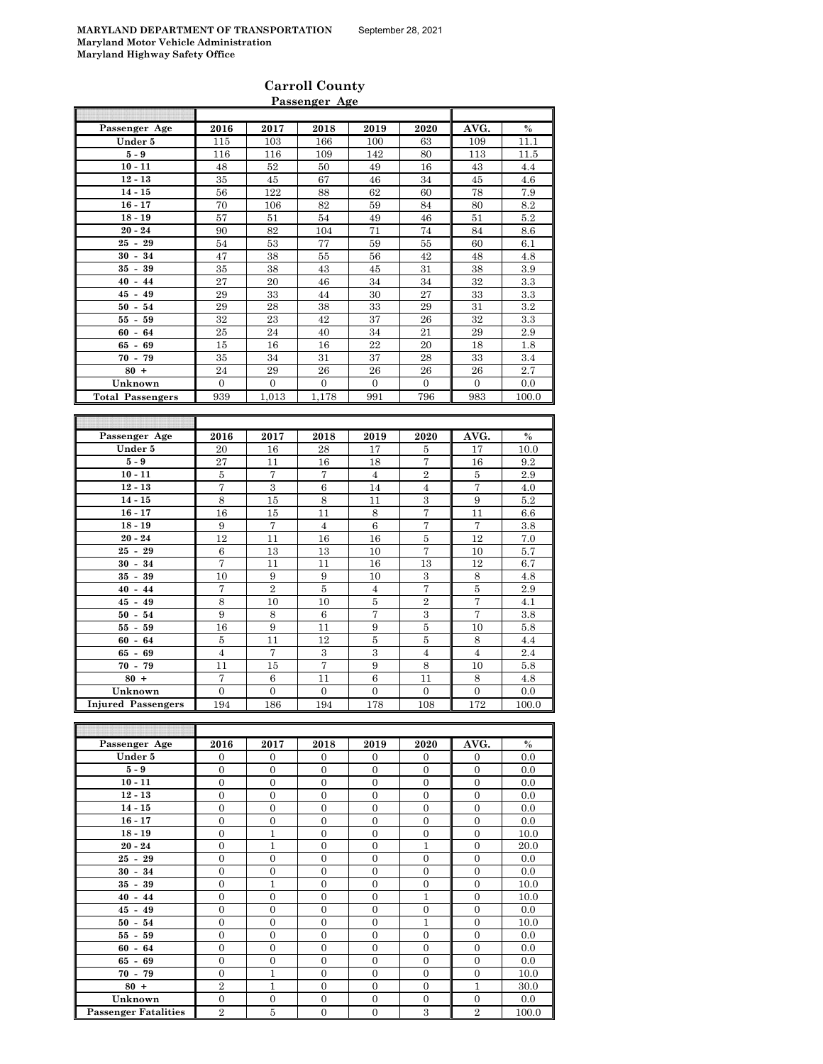**MARYLAND DEPARTMENT OF TRANSPORTATION** September 28, 2021
**Maryland Motor Vehicle Administration**
**Maryland Highway Safety Office**

## Carroll County

### Passenger Age

| Passenger Age | 2016 | 2017 | 2018 | 2019 | 2020 | AVG. | % |
|---|---|---|---|---|---|---|---|
| Under 5 | 115 | 103 | 166 | 100 | 63 | 109 | 11.1 |
| 5 - 9 | 116 | 116 | 109 | 142 | 80 | 113 | 11.5 |
| 10 - 11 | 48 | 52 | 50 | 49 | 16 | 43 | 4.4 |
| 12 - 13 | 35 | 45 | 67 | 46 | 34 | 45 | 4.6 |
| 14 - 15 | 56 | 122 | 88 | 62 | 60 | 78 | 7.9 |
| 16 - 17 | 70 | 106 | 82 | 59 | 84 | 80 | 8.2 |
| 18 - 19 | 57 | 51 | 54 | 49 | 46 | 51 | 5.2 |
| 20 - 24 | 90 | 82 | 104 | 71 | 74 | 84 | 8.6 |
| 25 - 29 | 54 | 53 | 77 | 59 | 55 | 60 | 6.1 |
| 30 - 34 | 47 | 38 | 55 | 56 | 42 | 48 | 4.8 |
| 35 - 39 | 35 | 38 | 43 | 45 | 31 | 38 | 3.9 |
| 40 - 44 | 27 | 20 | 46 | 34 | 34 | 32 | 3.3 |
| 45 - 49 | 29 | 33 | 44 | 30 | 27 | 33 | 3.3 |
| 50 - 54 | 29 | 28 | 38 | 33 | 29 | 31 | 3.2 |
| 55 - 59 | 32 | 23 | 42 | 37 | 26 | 32 | 3.3 |
| 60 - 64 | 25 | 24 | 40 | 34 | 21 | 29 | 2.9 |
| 65 - 69 | 15 | 16 | 16 | 22 | 20 | 18 | 1.8 |
| 70 - 79 | 35 | 34 | 31 | 37 | 28 | 33 | 3.4 |
| 80 + | 24 | 29 | 26 | 26 | 26 | 26 | 2.7 |
| Unknown | 0 | 0 | 0 | 0 | 0 | 0 | 0.0 |
| Total Passengers | 939 | 1,013 | 1,178 | 991 | 796 | 983 | 100.0 |

| Passenger Age | 2016 | 2017 | 2018 | 2019 | 2020 | AVG. | % |
|---|---|---|---|---|---|---|---|
| Under 5 | 20 | 16 | 28 | 17 | 5 | 17 | 10.0 |
| 5 - 9 | 27 | 11 | 16 | 18 | 7 | 16 | 9.2 |
| 10 - 11 | 5 | 7 | 7 | 4 | 2 | 5 | 2.9 |
| 12 - 13 | 7 | 3 | 6 | 14 | 4 | 7 | 4.0 |
| 14 - 15 | 8 | 15 | 8 | 11 | 3 | 9 | 5.2 |
| 16 - 17 | 16 | 15 | 11 | 8 | 7 | 11 | 6.6 |
| 18 - 19 | 9 | 7 | 4 | 6 | 7 | 7 | 3.8 |
| 20 - 24 | 12 | 11 | 16 | 16 | 5 | 12 | 7.0 |
| 25 - 29 | 6 | 13 | 13 | 10 | 7 | 10 | 5.7 |
| 30 - 34 | 7 | 11 | 11 | 16 | 13 | 12 | 6.7 |
| 35 - 39 | 10 | 9 | 9 | 10 | 3 | 8 | 4.8 |
| 40 - 44 | 7 | 2 | 5 | 4 | 7 | 5 | 2.9 |
| 45 - 49 | 8 | 10 | 10 | 5 | 2 | 7 | 4.1 |
| 50 - 54 | 9 | 8 | 6 | 7 | 3 | 7 | 3.8 |
| 55 - 59 | 16 | 9 | 11 | 9 | 5 | 10 | 5.8 |
| 60 - 64 | 5 | 11 | 12 | 5 | 5 | 8 | 4.4 |
| 65 - 69 | 4 | 7 | 3 | 3 | 4 | 4 | 2.4 |
| 70 - 79 | 11 | 15 | 7 | 9 | 8 | 10 | 5.8 |
| 80 + | 7 | 6 | 11 | 6 | 11 | 8 | 4.8 |
| Unknown | 0 | 0 | 0 | 0 | 0 | 0 | 0.0 |
| Injured Passengers | 194 | 186 | 194 | 178 | 108 | 172 | 100.0 |

| Passenger Age | 2016 | 2017 | 2018 | 2019 | 2020 | AVG. | % |
|---|---|---|---|---|---|---|---|
| Under 5 | 0 | 0 | 0 | 0 | 0 | 0 | 0.0 |
| 5 - 9 | 0 | 0 | 0 | 0 | 0 | 0 | 0.0 |
| 10 - 11 | 0 | 0 | 0 | 0 | 0 | 0 | 0.0 |
| 12 - 13 | 0 | 0 | 0 | 0 | 0 | 0 | 0.0 |
| 14 - 15 | 0 | 0 | 0 | 0 | 0 | 0 | 0.0 |
| 16 - 17 | 0 | 0 | 0 | 0 | 0 | 0 | 0.0 |
| 18 - 19 | 0 | 1 | 0 | 0 | 0 | 0 | 10.0 |
| 20 - 24 | 0 | 1 | 0 | 0 | 1 | 0 | 20.0 |
| 25 - 29 | 0 | 0 | 0 | 0 | 0 | 0 | 0.0 |
| 30 - 34 | 0 | 0 | 0 | 0 | 0 | 0 | 0.0 |
| 35 - 39 | 0 | 1 | 0 | 0 | 0 | 0 | 10.0 |
| 40 - 44 | 0 | 0 | 0 | 0 | 1 | 0 | 10.0 |
| 45 - 49 | 0 | 0 | 0 | 0 | 0 | 0 | 0.0 |
| 50 - 54 | 0 | 0 | 0 | 0 | 1 | 0 | 10.0 |
| 55 - 59 | 0 | 0 | 0 | 0 | 0 | 0 | 0.0 |
| 60 - 64 | 0 | 0 | 0 | 0 | 0 | 0 | 0.0 |
| 65 - 69 | 0 | 0 | 0 | 0 | 0 | 0 | 0.0 |
| 70 - 79 | 0 | 1 | 0 | 0 | 0 | 0 | 10.0 |
| 80 + | 2 | 1 | 0 | 0 | 0 | 1 | 30.0 |
| Unknown | 0 | 0 | 0 | 0 | 0 | 0 | 0.0 |
| Passenger Fatalities | 2 | 5 | 0 | 0 | 3 | 2 | 100.0 |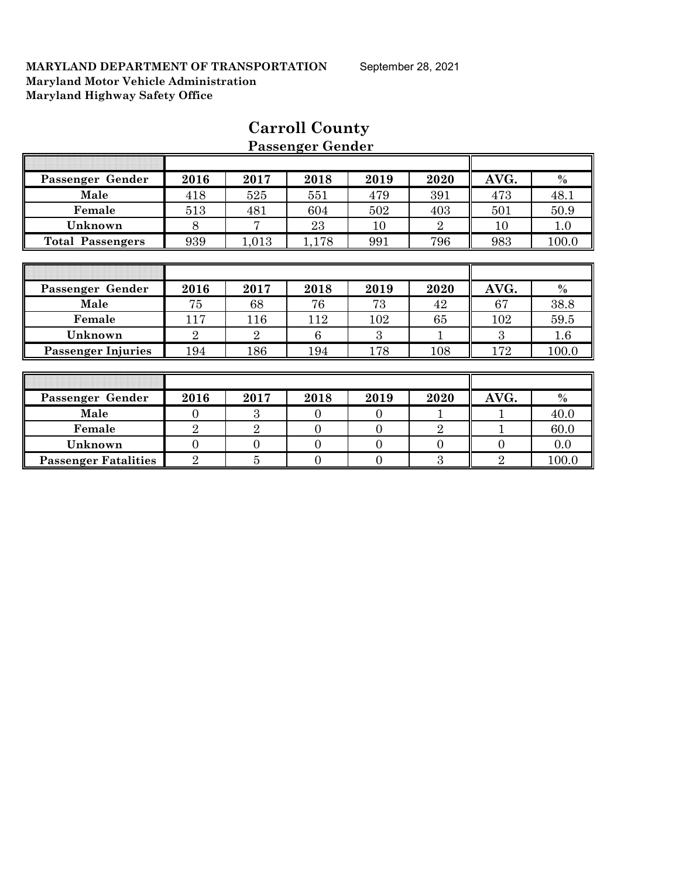**MARYLAND DEPARTMENT OF TRANSPORTATION** September 28, 2021
**Maryland Motor Vehicle Administration**
**Maryland Highway Safety Office**

# Carroll County

## Passenger Gender

| Passenger Gender | 2016 | 2017 | 2018 | 2019 | 2020 | AVG. | % |
|---|---|---|---|---|---|---|---|
| Male | 418 | 525 | 551 | 479 | 391 | 473 | 48.1 |
| Female | 513 | 481 | 604 | 502 | 403 | 501 | 50.9 |
| Unknown | 8 | 7 | 23 | 10 | 2 | 10 | 1.0 |
| Total Passengers | 939 | 1,013 | 1,178 | 991 | 796 | 983 | 100.0 |

| Passenger Gender | 2016 | 2017 | 2018 | 2019 | 2020 | AVG. | % |
|---|---|---|---|---|---|---|---|
| Male | 75 | 68 | 76 | 73 | 42 | 67 | 38.8 |
| Female | 117 | 116 | 112 | 102 | 65 | 102 | 59.5 |
| Unknown | 2 | 2 | 6 | 3 | 1 | 3 | 1.6 |
| Passenger Injuries | 194 | 186 | 194 | 178 | 108 | 172 | 100.0 |

| Passenger Gender | 2016 | 2017 | 2018 | 2019 | 2020 | AVG. | % |
|---|---|---|---|---|---|---|---|
| Male | 0 | 3 | 0 | 0 | 1 | 1 | 40.0 |
| Female | 2 | 2 | 0 | 0 | 2 | 1 | 60.0 |
| Unknown | 0 | 0 | 0 | 0 | 0 | 0 | 0.0 |
| Passenger Fatalities | 2 | 5 | 0 | 0 | 3 | 2 | 100.0 |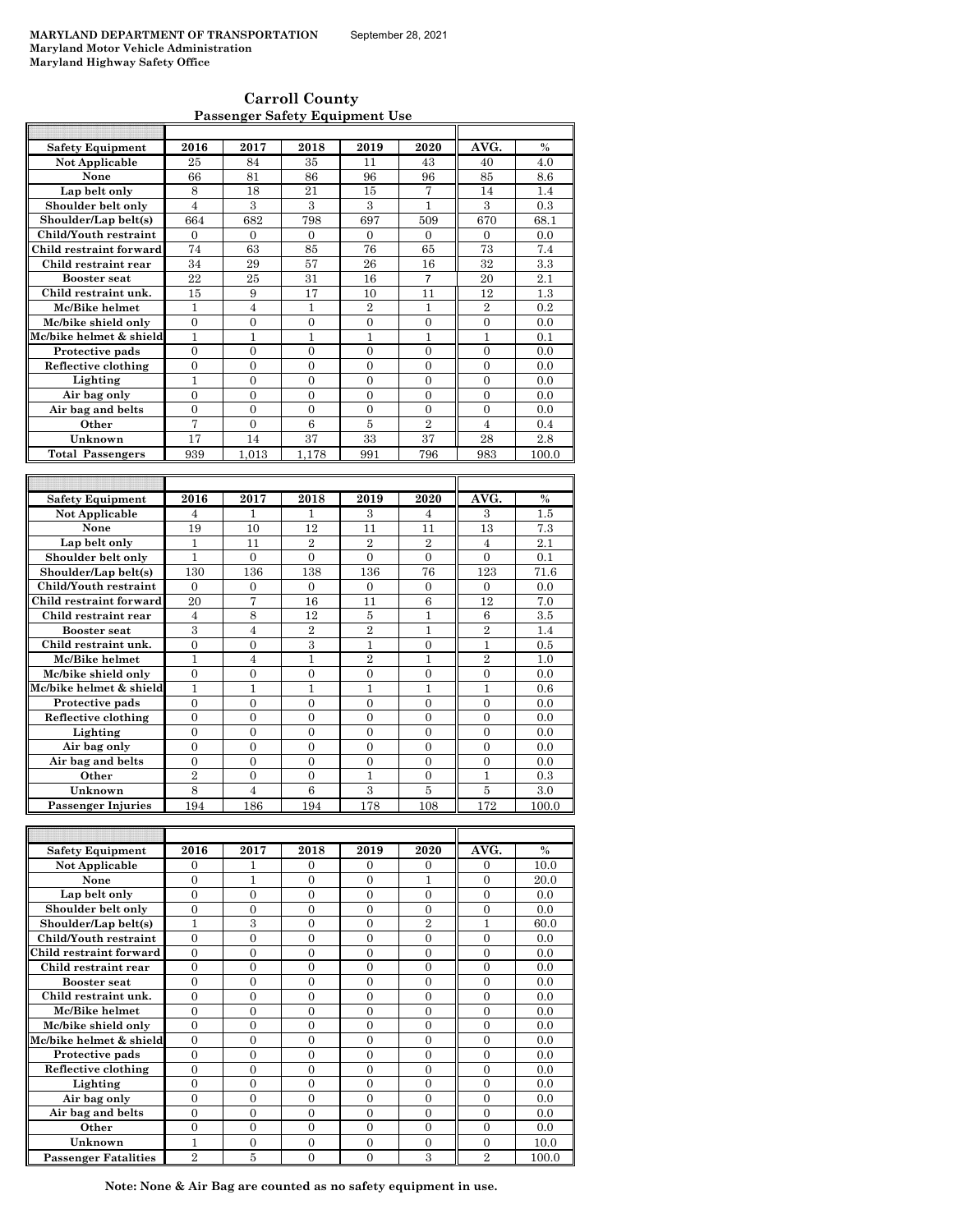**MARYLAND DEPARTMENT OF TRANSPORTATION** September 28, 2021
**Maryland Motor Vehicle Administration**
**Maryland Highway Safety Office**

## Carroll County

### Passenger Safety Equipment Use

| Safety Equipment | 2016 | 2017 | 2018 | 2019 | 2020 | AVG. | % |
|---|---|---|---|---|---|---|---|
| Not Applicable | 25 | 84 | 35 | 11 | 43 | 40 | 4.0 |
| None | 66 | 81 | 86 | 96 | 96 | 85 | 8.6 |
| Lap belt only | 8 | 18 | 21 | 15 | 7 | 14 | 1.4 |
| Shoulder belt only | 4 | 3 | 3 | 3 | 1 | 3 | 0.3 |
| Shoulder/Lap belt(s) | 664 | 682 | 798 | 697 | 509 | 670 | 68.1 |
| Child/Youth restraint | 0 | 0 | 0 | 0 | 0 | 0 | 0.0 |
| Child restraint forward | 74 | 63 | 85 | 76 | 65 | 73 | 7.4 |
| Child restraint rear | 34 | 29 | 57 | 26 | 16 | 32 | 3.3 |
| Booster seat | 22 | 25 | 31 | 16 | 7 | 20 | 2.1 |
| Child restraint unk. | 15 | 9 | 17 | 10 | 11 | 12 | 1.3 |
| Mc/Bike helmet | 1 | 4 | 1 | 2 | 1 | 2 | 0.2 |
| Mc/bike shield only | 0 | 0 | 0 | 0 | 0 | 0 | 0.0 |
| Mc/bike helmet & shield | 1 | 1 | 1 | 1 | 1 | 1 | 0.1 |
| Protective pads | 0 | 0 | 0 | 0 | 0 | 0 | 0.0 |
| Reflective clothing | 0 | 0 | 0 | 0 | 0 | 0 | 0.0 |
| Lighting | 1 | 0 | 0 | 0 | 0 | 0 | 0.0 |
| Air bag only | 0 | 0 | 0 | 0 | 0 | 0 | 0.0 |
| Air bag and belts | 0 | 0 | 0 | 0 | 0 | 0 | 0.0 |
| Other | 7 | 0 | 6 | 5 | 2 | 4 | 0.4 |
| Unknown | 17 | 14 | 37 | 33 | 37 | 28 | 2.8 |
| Total Passengers | 939 | 1,013 | 1,178 | 991 | 796 | 983 | 100.0 |

| Safety Equipment | 2016 | 2017 | 2018 | 2019 | 2020 | AVG. | % |
|---|---|---|---|---|---|---|---|
| Not Applicable | 4 | 1 | 1 | 3 | 4 | 3 | 1.5 |
| None | 19 | 10 | 12 | 11 | 11 | 13 | 7.3 |
| Lap belt only | 1 | 11 | 2 | 2 | 2 | 4 | 2.1 |
| Shoulder belt only | 1 | 0 | 0 | 0 | 0 | 0 | 0.1 |
| Shoulder/Lap belt(s) | 130 | 136 | 138 | 136 | 76 | 123 | 71.6 |
| Child/Youth restraint | 0 | 0 | 0 | 0 | 0 | 0 | 0.0 |
| Child restraint forward | 20 | 7 | 16 | 11 | 6 | 12 | 7.0 |
| Child restraint rear | 4 | 8 | 12 | 5 | 1 | 6 | 3.5 |
| Booster seat | 3 | 4 | 2 | 2 | 1 | 2 | 1.4 |
| Child restraint unk. | 0 | 0 | 3 | 1 | 0 | 1 | 0.5 |
| Mc/Bike helmet | 1 | 4 | 1 | 2 | 1 | 2 | 1.0 |
| Mc/bike shield only | 0 | 0 | 0 | 0 | 0 | 0 | 0.0 |
| Mc/bike helmet & shield | 1 | 1 | 1 | 1 | 1 | 1 | 0.6 |
| Protective pads | 0 | 0 | 0 | 0 | 0 | 0 | 0.0 |
| Reflective clothing | 0 | 0 | 0 | 0 | 0 | 0 | 0.0 |
| Lighting | 0 | 0 | 0 | 0 | 0 | 0 | 0.0 |
| Air bag only | 0 | 0 | 0 | 0 | 0 | 0 | 0.0 |
| Air bag and belts | 0 | 0 | 0 | 0 | 0 | 0 | 0.0 |
| Other | 2 | 0 | 0 | 1 | 0 | 1 | 0.3 |
| Unknown | 8 | 4 | 6 | 3 | 5 | 5 | 3.0 |
| Passenger Injuries | 194 | 186 | 194 | 178 | 108 | 172 | 100.0 |

| Safety Equipment | 2016 | 2017 | 2018 | 2019 | 2020 | AVG. | % |
|---|---|---|---|---|---|---|---|
| Not Applicable | 0 | 1 | 0 | 0 | 0 | 0 | 10.0 |
| None | 0 | 1 | 0 | 0 | 1 | 0 | 20.0 |
| Lap belt only | 0 | 0 | 0 | 0 | 0 | 0 | 0.0 |
| Shoulder belt only | 0 | 0 | 0 | 0 | 0 | 0 | 0.0 |
| Shoulder/Lap belt(s) | 1 | 3 | 0 | 0 | 2 | 1 | 60.0 |
| Child/Youth restraint | 0 | 0 | 0 | 0 | 0 | 0 | 0.0 |
| Child restraint forward | 0 | 0 | 0 | 0 | 0 | 0 | 0.0 |
| Child restraint rear | 0 | 0 | 0 | 0 | 0 | 0 | 0.0 |
| Booster seat | 0 | 0 | 0 | 0 | 0 | 0 | 0.0 |
| Child restraint unk. | 0 | 0 | 0 | 0 | 0 | 0 | 0.0 |
| Mc/Bike helmet | 0 | 0 | 0 | 0 | 0 | 0 | 0.0 |
| Mc/bike shield only | 0 | 0 | 0 | 0 | 0 | 0 | 0.0 |
| Mc/bike helmet & shield | 0 | 0 | 0 | 0 | 0 | 0 | 0.0 |
| Protective pads | 0 | 0 | 0 | 0 | 0 | 0 | 0.0 |
| Reflective clothing | 0 | 0 | 0 | 0 | 0 | 0 | 0.0 |
| Lighting | 0 | 0 | 0 | 0 | 0 | 0 | 0.0 |
| Air bag only | 0 | 0 | 0 | 0 | 0 | 0 | 0.0 |
| Air bag and belts | 0 | 0 | 0 | 0 | 0 | 0 | 0.0 |
| Other | 0 | 0 | 0 | 0 | 0 | 0 | 0.0 |
| Unknown | 1 | 0 | 0 | 0 | 0 | 0 | 10.0 |
| Passenger Fatalities | 2 | 5 | 0 | 0 | 3 | 2 | 100.0 |

**Note: None & Air Bag are counted as no safety equipment in use.**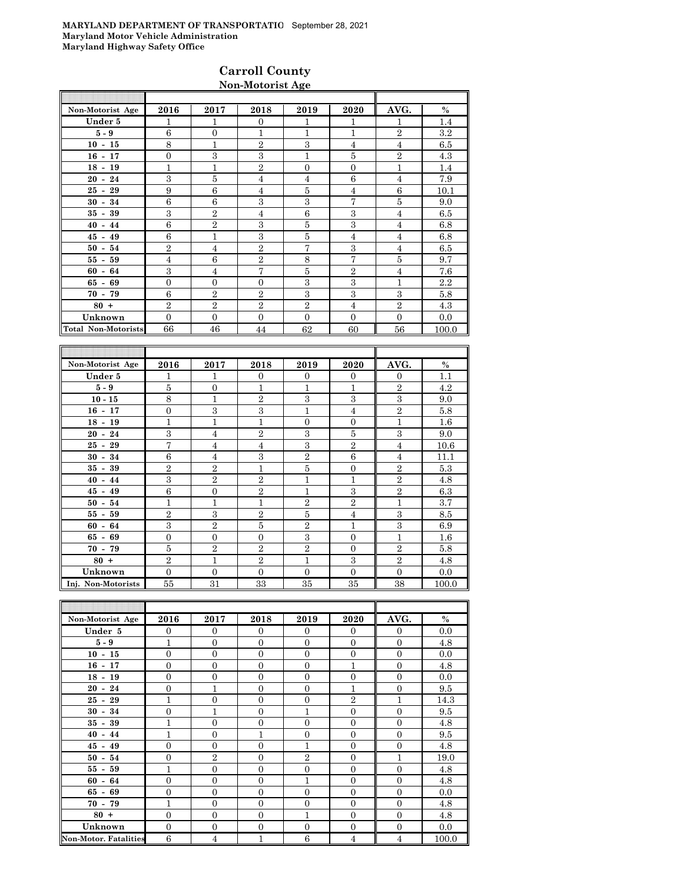**MARYLAND DEPARTMENT OF TRANSPORTATIO** September 28, 2021
**Maryland Motor Vehicle Administration**
**Maryland Highway Safety Office**

## Carroll County

### Non-Motorist Age

| Non-Motorist Age | 2016 | 2017 | 2018 | 2019 | 2020 | AVG. | % |
|---|---|---|---|---|---|---|---|
| Under 5 | 1 | 1 | 0 | 1 | 1 | 1 | 1.4 |
| 5 - 9 | 6 | 0 | 1 | 1 | 1 | 2 | 3.2 |
| 10 - 15 | 8 | 1 | 2 | 3 | 4 | 4 | 6.5 |
| 16 - 17 | 0 | 3 | 3 | 1 | 5 | 2 | 4.3 |
| 18 - 19 | 1 | 1 | 2 | 0 | 0 | 1 | 1.4 |
| 20 - 24 | 3 | 5 | 4 | 4 | 6 | 4 | 7.9 |
| 25 - 29 | 9 | 6 | 4 | 5 | 4 | 6 | 10.1 |
| 30 - 34 | 6 | 6 | 3 | 3 | 7 | 5 | 9.0 |
| 35 - 39 | 3 | 2 | 4 | 6 | 3 | 4 | 6.5 |
| 40 - 44 | 6 | 2 | 3 | 5 | 3 | 4 | 6.8 |
| 45 - 49 | 6 | 1 | 3 | 5 | 4 | 4 | 6.8 |
| 50 - 54 | 2 | 4 | 2 | 7 | 3 | 4 | 6.5 |
| 55 - 59 | 4 | 6 | 2 | 8 | 7 | 5 | 9.7 |
| 60 - 64 | 3 | 4 | 7 | 5 | 2 | 4 | 7.6 |
| 65 - 69 | 0 | 0 | 0 | 3 | 3 | 1 | 2.2 |
| 70 - 79 | 6 | 2 | 2 | 3 | 3 | 3 | 5.8 |
| 80 + | 2 | 2 | 2 | 2 | 4 | 2 | 4.3 |
| Unknown | 0 | 0 | 0 | 0 | 0 | 0 | 0.0 |
| Total Non-Motorists | 66 | 46 | 44 | 62 | 60 | 56 | 100.0 |

| Non-Motorist Age | 2016 | 2017 | 2018 | 2019 | 2020 | AVG. | % |
|---|---|---|---|---|---|---|---|
| Under 5 | 1 | 1 | 0 | 0 | 0 | 0 | 1.1 |
| 5 - 9 | 5 | 0 | 1 | 1 | 1 | 2 | 4.2 |
| 10 - 15 | 8 | 1 | 2 | 3 | 3 | 3 | 9.0 |
| 16 - 17 | 0 | 3 | 3 | 1 | 4 | 2 | 5.8 |
| 18 - 19 | 1 | 1 | 1 | 0 | 0 | 1 | 1.6 |
| 20 - 24 | 3 | 4 | 2 | 3 | 5 | 3 | 9.0 |
| 25 - 29 | 7 | 4 | 4 | 3 | 2 | 4 | 10.6 |
| 30 - 34 | 6 | 4 | 3 | 2 | 6 | 4 | 11.1 |
| 35 - 39 | 2 | 2 | 1 | 5 | 0 | 2 | 5.3 |
| 40 - 44 | 3 | 2 | 2 | 1 | 1 | 2 | 4.8 |
| 45 - 49 | 6 | 0 | 2 | 1 | 3 | 2 | 6.3 |
| 50 - 54 | 1 | 1 | 1 | 2 | 2 | 1 | 3.7 |
| 55 - 59 | 2 | 3 | 2 | 5 | 4 | 3 | 8.5 |
| 60 - 64 | 3 | 2 | 5 | 2 | 1 | 3 | 6.9 |
| 65 - 69 | 0 | 0 | 0 | 3 | 0 | 1 | 1.6 |
| 70 - 79 | 5 | 2 | 2 | 2 | 0 | 2 | 5.8 |
| 80 + | 2 | 1 | 2 | 1 | 3 | 2 | 4.8 |
| Unknown | 0 | 0 | 0 | 0 | 0 | 0 | 0.0 |
| Inj. Non-Motorists | 55 | 31 | 33 | 35 | 35 | 38 | 100.0 |

| Non-Motorist Age | 2016 | 2017 | 2018 | 2019 | 2020 | AVG. | % |
|---|---|---|---|---|---|---|---|
| Under 5 | 0 | 0 | 0 | 0 | 0 | 0 | 0.0 |
| 5 - 9 | 1 | 0 | 0 | 0 | 0 | 0 | 4.8 |
| 10 - 15 | 0 | 0 | 0 | 0 | 0 | 0 | 0.0 |
| 16 - 17 | 0 | 0 | 0 | 0 | 1 | 0 | 4.8 |
| 18 - 19 | 0 | 0 | 0 | 0 | 0 | 0 | 0.0 |
| 20 - 24 | 0 | 1 | 0 | 0 | 1 | 0 | 9.5 |
| 25 - 29 | 1 | 0 | 0 | 0 | 2 | 1 | 14.3 |
| 30 - 34 | 0 | 1 | 0 | 1 | 0 | 0 | 9.5 |
| 35 - 39 | 1 | 0 | 0 | 0 | 0 | 0 | 4.8 |
| 40 - 44 | 1 | 0 | 1 | 0 | 0 | 0 | 9.5 |
| 45 - 49 | 0 | 0 | 0 | 1 | 0 | 0 | 4.8 |
| 50 - 54 | 0 | 2 | 0 | 2 | 0 | 1 | 19.0 |
| 55 - 59 | 1 | 0 | 0 | 0 | 0 | 0 | 4.8 |
| 60 - 64 | 0 | 0 | 0 | 1 | 0 | 0 | 4.8 |
| 65 - 69 | 0 | 0 | 0 | 0 | 0 | 0 | 0.0 |
| 70 - 79 | 1 | 0 | 0 | 0 | 0 | 0 | 4.8 |
| 80 + | 0 | 0 | 0 | 1 | 0 | 0 | 4.8 |
| Unknown | 0 | 0 | 0 | 0 | 0 | 0 | 0.0 |
| Non-Motor. Fatalities | 6 | 4 | 1 | 6 | 4 | 4 | 100.0 |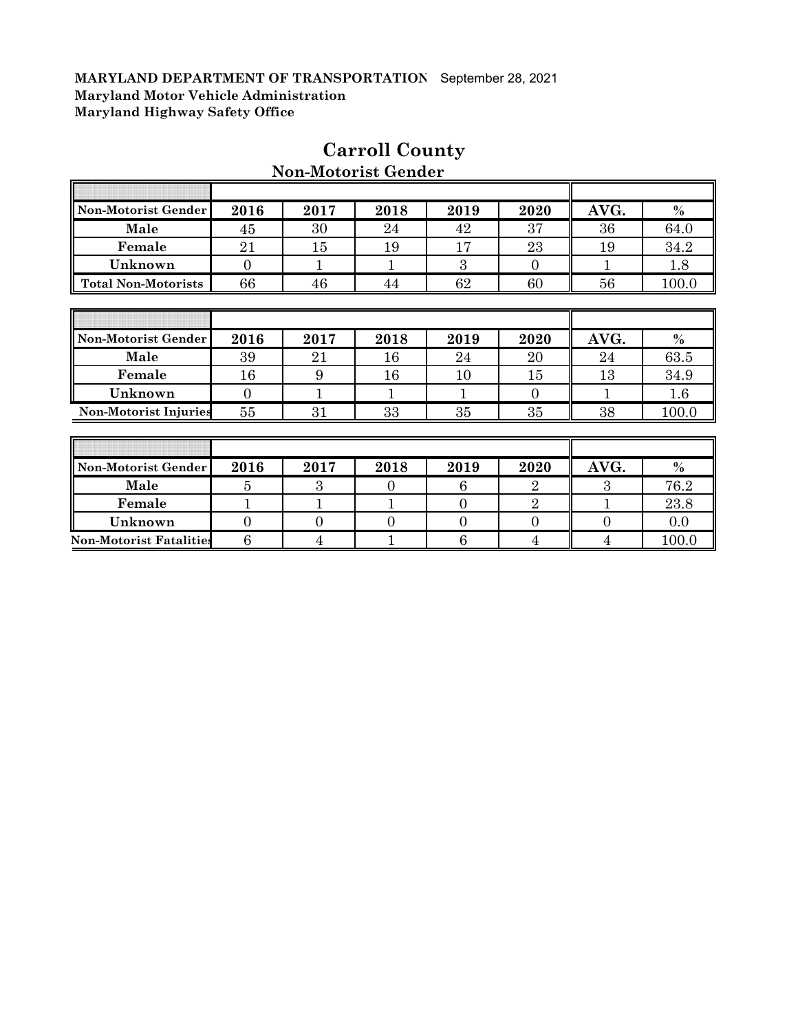**MARYLAND DEPARTMENT OF TRANSPORTATION** September 28, 2021
**Maryland Motor Vehicle Administration**
**Maryland Highway Safety Office**

# Carroll County

## Non-Motorist Gender

| Non-Motorist Gender | 2016 | 2017 | 2018 | 2019 | 2020 | AVG. | % |
|---|---|---|---|---|---|---|---|
| Male | 45 | 30 | 24 | 42 | 37 | 36 | 64.0 |
| Female | 21 | 15 | 19 | 17 | 23 | 19 | 34.2 |
| Unknown | 0 | 1 | 1 | 3 | 0 | 1 | 1.8 |
| Total Non-Motorists | 66 | 46 | 44 | 62 | 60 | 56 | 100.0 |

| Non-Motorist Gender | 2016 | 2017 | 2018 | 2019 | 2020 | AVG. | % |
|---|---|---|---|---|---|---|---|
| Male | 39 | 21 | 16 | 24 | 20 | 24 | 63.5 |
| Female | 16 | 9 | 16 | 10 | 15 | 13 | 34.9 |
| Unknown | 0 | 1 | 1 | 1 | 0 | 1 | 1.6 |
| Non-Motorist Injuries | 55 | 31 | 33 | 35 | 35 | 38 | 100.0 |

| Non-Motorist Gender | 2016 | 2017 | 2018 | 2019 | 2020 | AVG. | % |
|---|---|---|---|---|---|---|---|
| Male | 5 | 3 | 0 | 6 | 2 | 3 | 76.2 |
| Female | 1 | 1 | 1 | 0 | 2 | 1 | 23.8 |
| Unknown | 0 | 0 | 0 | 0 | 0 | 0 | 0.0 |
| Non-Motorist Fatalities | 6 | 4 | 1 | 6 | 4 | 4 | 100.0 |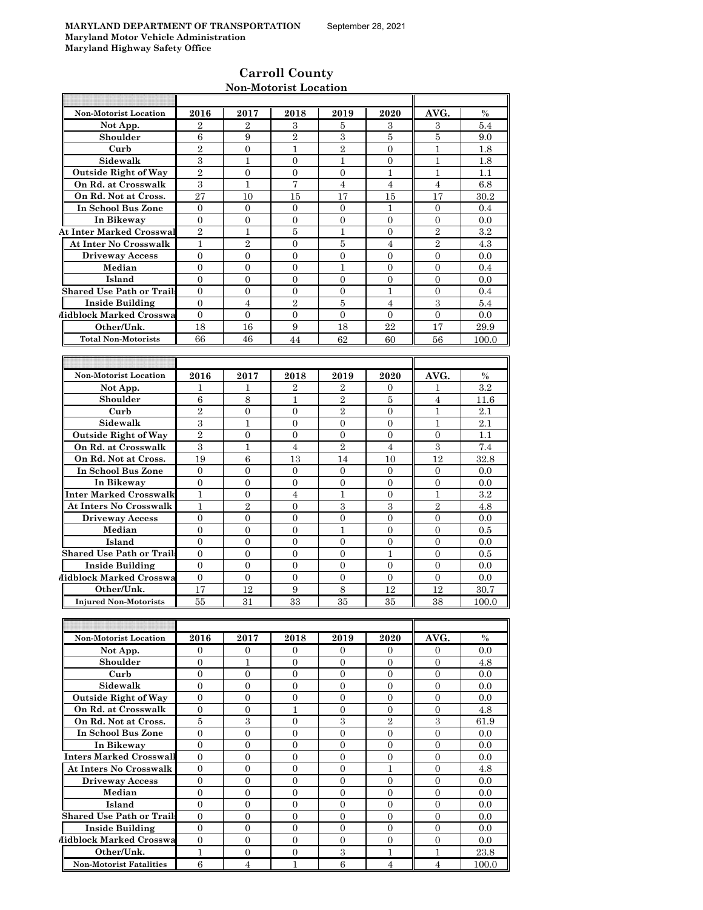**MARYLAND DEPARTMENT OF TRANSPORTATION** September 28, 2021
**Maryland Motor Vehicle Administration**
**Maryland Highway Safety Office**

## Carroll County

### Non-Motorist Location

| Non-Motorist Location | 2016 | 2017 | 2018 | 2019 | 2020 | AVG. | % |
|---|---|---|---|---|---|---|---|
| Not App. | 2 | 2 | 3 | 5 | 3 | 3 | 5.4 |
| Shoulder | 6 | 9 | 2 | 3 | 5 | 5 | 9.0 |
| Curb | 2 | 0 | 1 | 2 | 0 | 1 | 1.8 |
| Sidewalk | 3 | 1 | 0 | 1 | 0 | 1 | 1.8 |
| Outside Right of Way | 2 | 0 | 0 | 0 | 1 | 1 | 1.1 |
| On Rd. at Crosswalk | 3 | 1 | 7 | 4 | 4 | 4 | 6.8 |
| On Rd. Not at Cross. | 27 | 10 | 15 | 17 | 15 | 17 | 30.2 |
| In School Bus Zone | 0 | 0 | 0 | 0 | 1 | 0 | 0.4 |
| In Bikeway | 0 | 0 | 0 | 0 | 0 | 0 | 0.0 |
| At Inter Marked Crosswal | 2 | 1 | 5 | 1 | 0 | 2 | 3.2 |
| At Inter No Crosswalk | 1 | 2 | 0 | 5 | 4 | 2 | 4.3 |
| Driveway Access | 0 | 0 | 0 | 0 | 0 | 0 | 0.0 |
| Median | 0 | 0 | 0 | 1 | 0 | 0 | 0.4 |
| Island | 0 | 0 | 0 | 0 | 0 | 0 | 0.0 |
| Shared Use Path or Trails | 0 | 0 | 0 | 0 | 1 | 0 | 0.4 |
| Inside Building | 0 | 4 | 2 | 5 | 4 | 3 | 5.4 |
| Midblock Marked Crosswa | 0 | 0 | 0 | 0 | 0 | 0 | 0.0 |
| Other/Unk. | 18 | 16 | 9 | 18 | 22 | 17 | 29.9 |
| Total Non-Motorists | 66 | 46 | 44 | 62 | 60 | 56 | 100.0 |

| Non-Motorist Location | 2016 | 2017 | 2018 | 2019 | 2020 | AVG. | % |
|---|---|---|---|---|---|---|---|
| Not App. | 1 | 1 | 2 | 2 | 0 | 1 | 3.2 |
| Shoulder | 6 | 8 | 1 | 2 | 5 | 4 | 11.6 |
| Curb | 2 | 0 | 0 | 2 | 0 | 1 | 2.1 |
| Sidewalk | 3 | 1 | 0 | 0 | 0 | 1 | 2.1 |
| Outside Right of Way | 2 | 0 | 0 | 0 | 0 | 0 | 1.1 |
| On Rd. at Crosswalk | 3 | 1 | 4 | 2 | 4 | 3 | 7.4 |
| On Rd. Not at Cross. | 19 | 6 | 13 | 14 | 10 | 12 | 32.8 |
| In School Bus Zone | 0 | 0 | 0 | 0 | 0 | 0 | 0.0 |
| In Bikeway | 0 | 0 | 0 | 0 | 0 | 0 | 0.0 |
| Inter Marked Crosswalk | 1 | 0 | 4 | 1 | 0 | 1 | 3.2 |
| At Inters No Crosswalk | 1 | 2 | 0 | 3 | 3 | 2 | 4.8 |
| Driveway Access | 0 | 0 | 0 | 0 | 0 | 0 | 0.0 |
| Median | 0 | 0 | 0 | 1 | 0 | 0 | 0.5 |
| Island | 0 | 0 | 0 | 0 | 0 | 0 | 0.0 |
| Shared Use Path or Trails | 0 | 0 | 0 | 0 | 1 | 0 | 0.5 |
| Inside Building | 0 | 0 | 0 | 0 | 0 | 0 | 0.0 |
| Midblock Marked Crosswa | 0 | 0 | 0 | 0 | 0 | 0 | 0.0 |
| Other/Unk. | 17 | 12 | 9 | 8 | 12 | 12 | 30.7 |
| Injured Non-Motorists | 55 | 31 | 33 | 35 | 35 | 38 | 100.0 |

| Non-Motorist Location | 2016 | 2017 | 2018 | 2019 | 2020 | AVG. | % |
|---|---|---|---|---|---|---|---|
| Not App. | 0 | 0 | 0 | 0 | 0 | 0 | 0.0 |
| Shoulder | 0 | 1 | 0 | 0 | 0 | 0 | 4.8 |
| Curb | 0 | 0 | 0 | 0 | 0 | 0 | 0.0 |
| Sidewalk | 0 | 0 | 0 | 0 | 0 | 0 | 0.0 |
| Outside Right of Way | 0 | 0 | 0 | 0 | 0 | 0 | 0.0 |
| On Rd. at Crosswalk | 0 | 0 | 1 | 0 | 0 | 0 | 4.8 |
| On Rd. Not at Cross. | 5 | 3 | 0 | 3 | 2 | 3 | 61.9 |
| In School Bus Zone | 0 | 0 | 0 | 0 | 0 | 0 | 0.0 |
| In Bikeway | 0 | 0 | 0 | 0 | 0 | 0 | 0.0 |
| Inters Marked Crosswall | 0 | 0 | 0 | 0 | 0 | 0 | 0.0 |
| At Inters No Crosswalk | 0 | 0 | 0 | 0 | 1 | 0 | 4.8 |
| Driveway Access | 0 | 0 | 0 | 0 | 0 | 0 | 0.0 |
| Median | 0 | 0 | 0 | 0 | 0 | 0 | 0.0 |
| Island | 0 | 0 | 0 | 0 | 0 | 0 | 0.0 |
| Shared Use Path or Trails | 0 | 0 | 0 | 0 | 0 | 0 | 0.0 |
| Inside Building | 0 | 0 | 0 | 0 | 0 | 0 | 0.0 |
| Midblock Marked Crosswa | 0 | 0 | 0 | 0 | 0 | 0 | 0.0 |
| Other/Unk. | 1 | 0 | 0 | 3 | 1 | 1 | 23.8 |
| Non-Motorist Fatalities | 6 | 4 | 1 | 6 | 4 | 4 | 100.0 |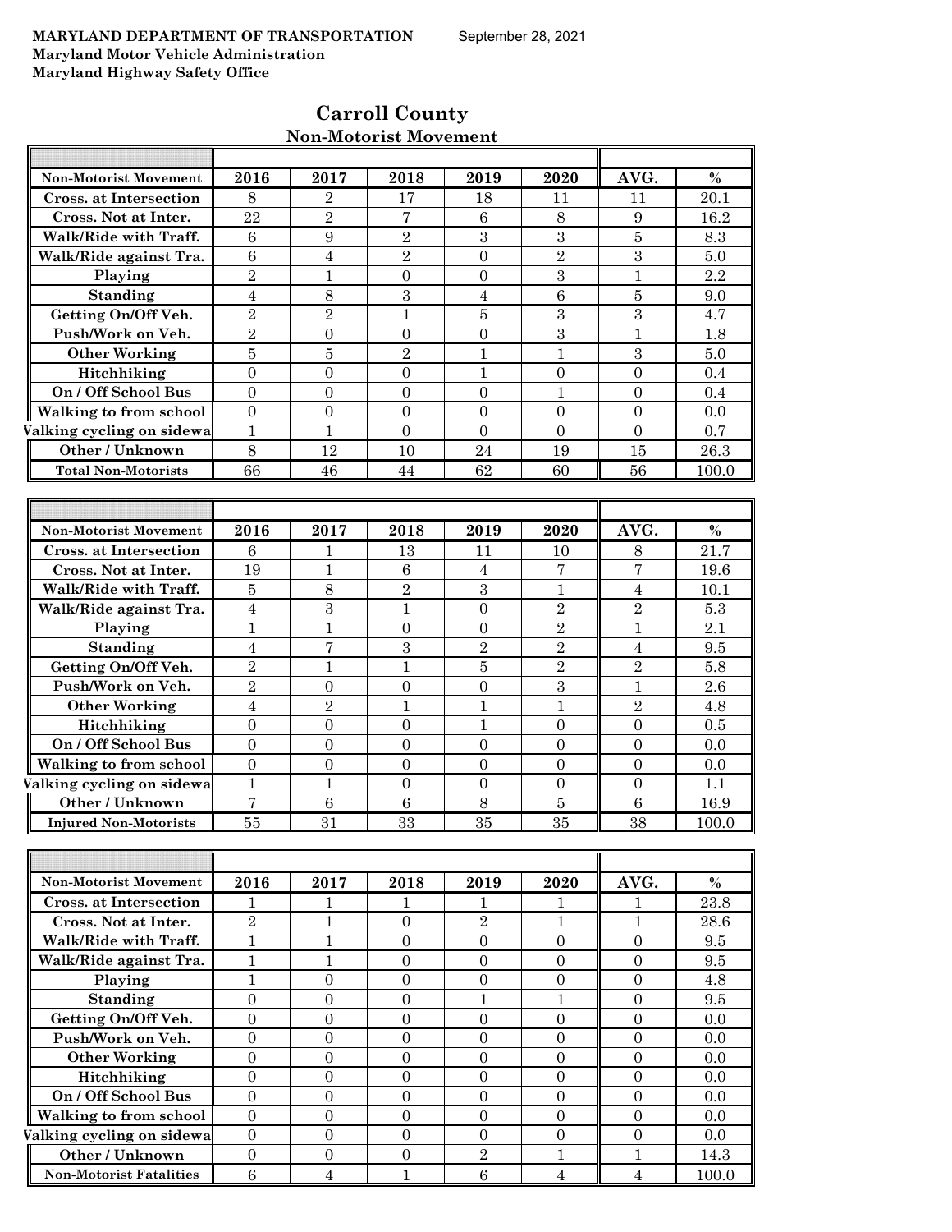**MARYLAND DEPARTMENT OF TRANSPORTATION** September 28, 2021
**Maryland Motor Vehicle Administration**
**Maryland Highway Safety Office**

# Carroll County

## Non-Motorist Movement

| Non-Motorist Movement | 2016 | 2017 | 2018 | 2019 | 2020 | AVG. | % |
|---|---|---|---|---|---|---|---|
| Cross. at Intersection | 8 | 2 | 17 | 18 | 11 | 11 | 20.1 |
| Cross. Not at Inter. | 22 | 2 | 7 | 6 | 8 | 9 | 16.2 |
| Walk/Ride with Traff. | 6 | 9 | 2 | 3 | 3 | 5 | 8.3 |
| Walk/Ride against Tra. | 6 | 4 | 2 | 0 | 2 | 3 | 5.0 |
| Playing | 2 | 1 | 0 | 0 | 3 | 1 | 2.2 |
| Standing | 4 | 8 | 3 | 4 | 6 | 5 | 9.0 |
| Getting On/Off Veh. | 2 | 2 | 1 | 5 | 3 | 3 | 4.7 |
| Push/Work on Veh. | 2 | 0 | 0 | 0 | 3 | 1 | 1.8 |
| Other Working | 5 | 5 | 2 | 1 | 1 | 3 | 5.0 |
| Hitchhiking | 0 | 0 | 0 | 1 | 0 | 0 | 0.4 |
| On / Off School Bus | 0 | 0 | 0 | 0 | 1 | 0 | 0.4 |
| Walking to from school | 0 | 0 | 0 | 0 | 0 | 0 | 0.0 |
| Walking cycling on sidewa | 1 | 1 | 0 | 0 | 0 | 0 | 0.7 |
| Other / Unknown | 8 | 12 | 10 | 24 | 19 | 15 | 26.3 |
| Total Non-Motorists | 66 | 46 | 44 | 62 | 60 | 56 | 100.0 |

| Non-Motorist Movement | 2016 | 2017 | 2018 | 2019 | 2020 | AVG. | % |
|---|---|---|---|---|---|---|---|
| Cross. at Intersection | 6 | 1 | 13 | 11 | 10 | 8 | 21.7 |
| Cross. Not at Inter. | 19 | 1 | 6 | 4 | 7 | 7 | 19.6 |
| Walk/Ride with Traff. | 5 | 8 | 2 | 3 | 1 | 4 | 10.1 |
| Walk/Ride against Tra. | 4 | 3 | 1 | 0 | 2 | 2 | 5.3 |
| Playing | 1 | 1 | 0 | 0 | 2 | 1 | 2.1 |
| Standing | 4 | 7 | 3 | 2 | 2 | 4 | 9.5 |
| Getting On/Off Veh. | 2 | 1 | 1 | 5 | 2 | 2 | 5.8 |
| Push/Work on Veh. | 2 | 0 | 0 | 0 | 3 | 1 | 2.6 |
| Other Working | 4 | 2 | 1 | 1 | 1 | 2 | 4.8 |
| Hitchhiking | 0 | 0 | 0 | 1 | 0 | 0 | 0.5 |
| On / Off School Bus | 0 | 0 | 0 | 0 | 0 | 0 | 0.0 |
| Walking to from school | 0 | 0 | 0 | 0 | 0 | 0 | 0.0 |
| Walking cycling on sidewa | 1 | 1 | 0 | 0 | 0 | 0 | 1.1 |
| Other / Unknown | 7 | 6 | 6 | 8 | 5 | 6 | 16.9 |
| Injured Non-Motorists | 55 | 31 | 33 | 35 | 35 | 38 | 100.0 |

| Non-Motorist Movement | 2016 | 2017 | 2018 | 2019 | 2020 | AVG. | % |
|---|---|---|---|---|---|---|---|
| Cross. at Intersection | 1 | 1 | 1 | 1 | 1 | 1 | 23.8 |
| Cross. Not at Inter. | 2 | 1 | 0 | 2 | 1 | 1 | 28.6 |
| Walk/Ride with Traff. | 1 | 1 | 0 | 0 | 0 | 0 | 9.5 |
| Walk/Ride against Tra. | 1 | 1 | 0 | 0 | 0 | 0 | 9.5 |
| Playing | 1 | 0 | 0 | 0 | 0 | 0 | 4.8 |
| Standing | 0 | 0 | 0 | 1 | 1 | 0 | 9.5 |
| Getting On/Off Veh. | 0 | 0 | 0 | 0 | 0 | 0 | 0.0 |
| Push/Work on Veh. | 0 | 0 | 0 | 0 | 0 | 0 | 0.0 |
| Other Working | 0 | 0 | 0 | 0 | 0 | 0 | 0.0 |
| Hitchhiking | 0 | 0 | 0 | 0 | 0 | 0 | 0.0 |
| On / Off School Bus | 0 | 0 | 0 | 0 | 0 | 0 | 0.0 |
| Walking to from school | 0 | 0 | 0 | 0 | 0 | 0 | 0.0 |
| Walking cycling on sidewa | 0 | 0 | 0 | 0 | 0 | 0 | 0.0 |
| Other / Unknown | 0 | 0 | 0 | 2 | 1 | 1 | 14.3 |
| Non-Motorist Fatalities | 6 | 4 | 1 | 6 | 4 | 4 | 100.0 |